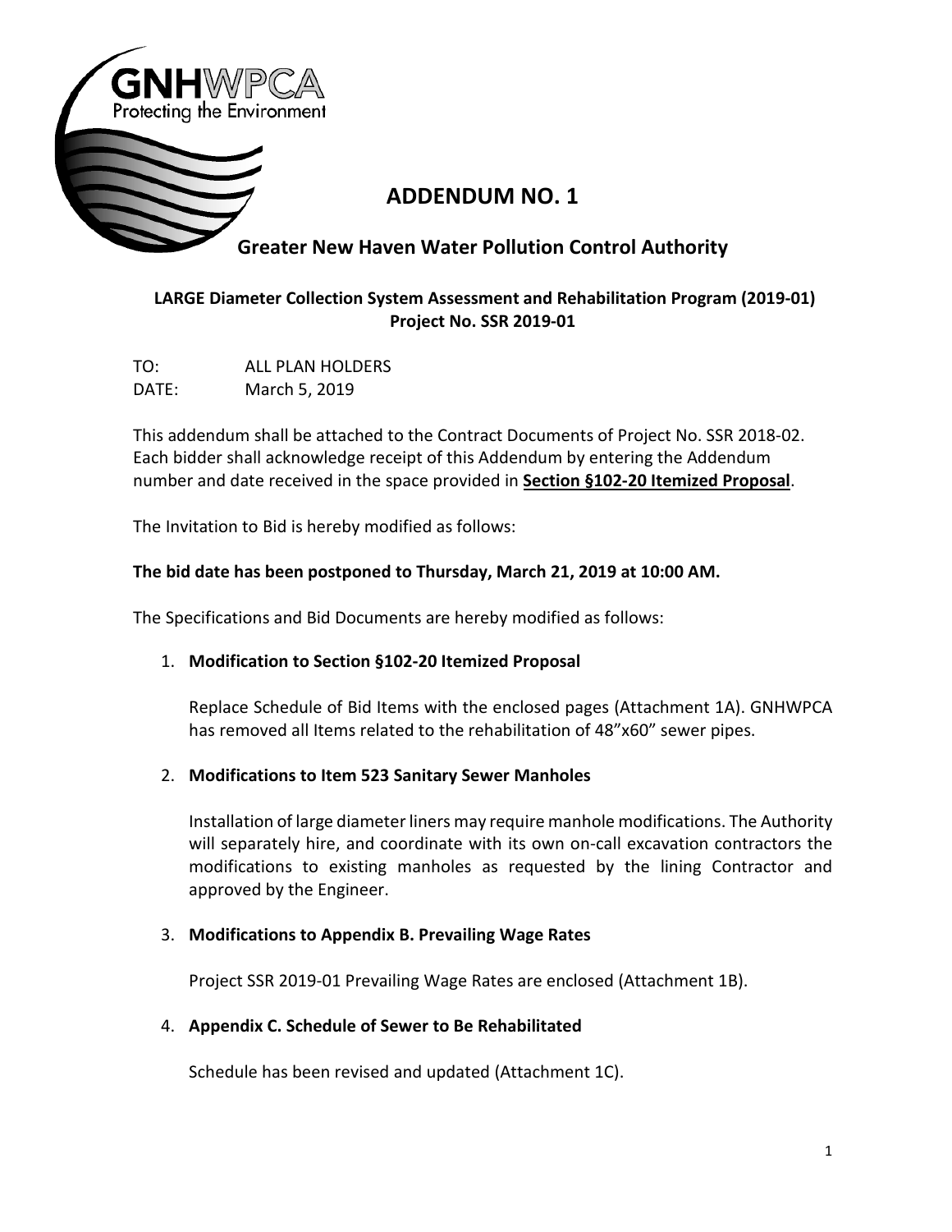GNHWPCA
Protecting the Environment

# ADDENDUM NO. 1

## Greater New Haven Water Pollution Control Authority

**LARGE Diameter Collection System Assessment and Rehabilitation Program (2019-01)**
**Project No. SSR 2019-01**

TO: ALL PLAN HOLDERS
DATE: March 5, 2019

This addendum shall be attached to the Contract Documents of Project No. SSR 2018-02. Each bidder shall acknowledge receipt of this Addendum by entering the Addendum number and date received in the space provided in **Section §102-20 Itemized Proposal**.

The Invitation to Bid is hereby modified as follows:

**The bid date has been postponed to Thursday, March 21, 2019 at 10:00 AM.**

The Specifications and Bid Documents are hereby modified as follows:

1. **Modification to Section §102-20 Itemized Proposal**

   Replace Schedule of Bid Items with the enclosed pages (Attachment 1A). GNHWPCA has removed all Items related to the rehabilitation of 48"x60" sewer pipes.

2. **Modifications to Item 523 Sanitary Sewer Manholes**

   Installation of large diameter liners may require manhole modifications. The Authority will separately hire, and coordinate with its own on-call excavation contractors the modifications to existing manholes as requested by the lining Contractor and approved by the Engineer.

3. **Modifications to Appendix B. Prevailing Wage Rates**

   Project SSR 2019-01 Prevailing Wage Rates are enclosed (Attachment 1B).

4. **Appendix C. Schedule of Sewer to Be Rehabilitated**

   Schedule has been revised and updated (Attachment 1C).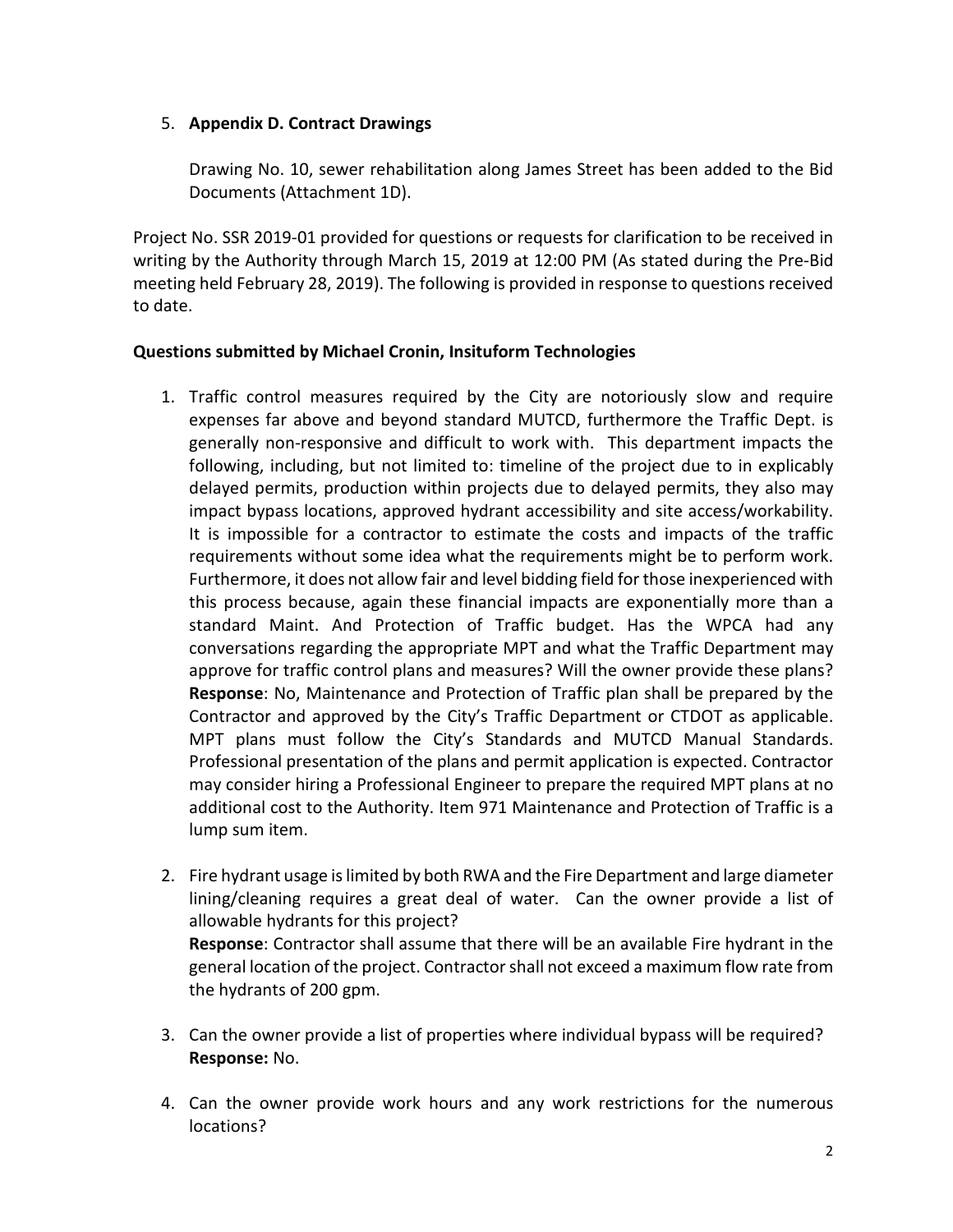5. **Appendix D. Contract Drawings**

   Drawing No. 10, sewer rehabilitation along James Street has been added to the Bid Documents (Attachment 1D).

Project No. SSR 2019-01 provided for questions or requests for clarification to be received in writing by the Authority through March 15, 2019 at 12:00 PM (As stated during the Pre-Bid meeting held February 28, 2019). The following is provided in response to questions received to date.

**Questions submitted by Michael Cronin, Insituform Technologies**

1. Traffic control measures required by the City are notoriously slow and require expenses far above and beyond standard MUTCD, furthermore the Traffic Dept. is generally non-responsive and difficult to work with. This department impacts the following, including, but not limited to: timeline of the project due to in explicably delayed permits, production within projects due to delayed permits, they also may impact bypass locations, approved hydrant accessibility and site access/workability. It is impossible for a contractor to estimate the costs and impacts of the traffic requirements without some idea what the requirements might be to perform work. Furthermore, it does not allow fair and level bidding field for those inexperienced with this process because, again these financial impacts are exponentially more than a standard Maint. And Protection of Traffic budget. Has the WPCA had any conversations regarding the appropriate MPT and what the Traffic Department may approve for traffic control plans and measures? Will the owner provide these plans?
   **Response**: No, Maintenance and Protection of Traffic plan shall be prepared by the Contractor and approved by the City's Traffic Department or CTDOT as applicable. MPT plans must follow the City's Standards and MUTCD Manual Standards. Professional presentation of the plans and permit application is expected. Contractor may consider hiring a Professional Engineer to prepare the required MPT plans at no additional cost to the Authority. Item 971 Maintenance and Protection of Traffic is a lump sum item.

2. Fire hydrant usage is limited by both RWA and the Fire Department and large diameter lining/cleaning requires a great deal of water. Can the owner provide a list of allowable hydrants for this project?
   **Response**: Contractor shall assume that there will be an available Fire hydrant in the general location of the project. Contractor shall not exceed a maximum flow rate from the hydrants of 200 gpm.

3. Can the owner provide a list of properties where individual bypass will be required?
   **Response:** No.

4. Can the owner provide work hours and any work restrictions for the numerous locations?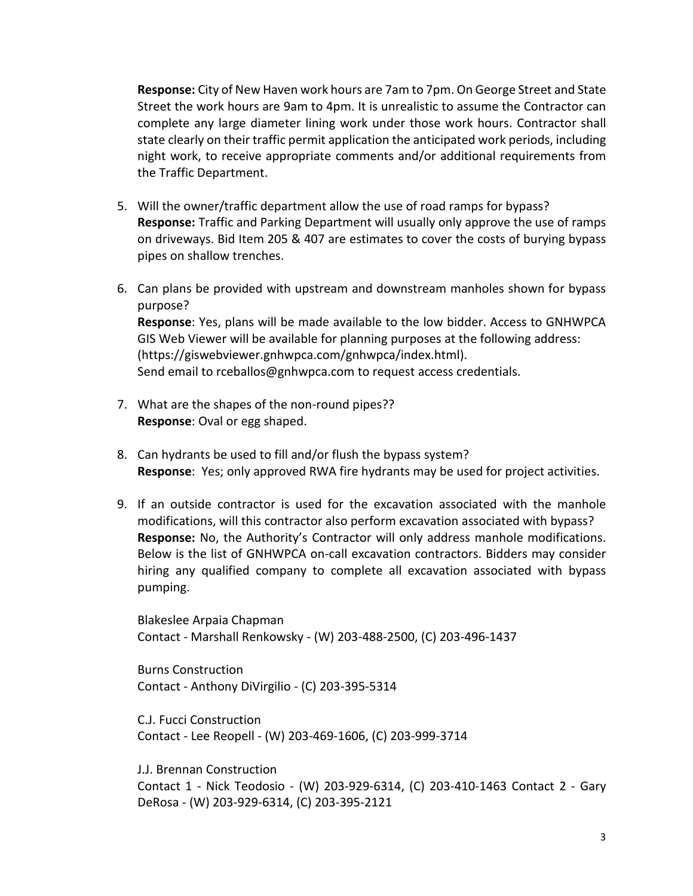**Response:** City of New Haven work hours are 7am to 7pm. On George Street and State Street the work hours are 9am to 4pm. It is unrealistic to assume the Contractor can complete any large diameter lining work under those work hours. Contractor shall state clearly on their traffic permit application the anticipated work periods, including night work, to receive appropriate comments and/or additional requirements from the Traffic Department.

5. Will the owner/traffic department allow the use of road ramps for bypass?
   **Response:** Traffic and Parking Department will usually only approve the use of ramps on driveways. Bid Item 205 & 407 are estimates to cover the costs of burying bypass pipes on shallow trenches.

6. Can plans be provided with upstream and downstream manholes shown for bypass purpose?
   **Response**: Yes, plans will be made available to the low bidder. Access to GNHWPCA GIS Web Viewer will be available for planning purposes at the following address: (https://giswebviewer.gnhwpca.com/gnhwpca/index.html).
   Send email to rceballos@gnhwpca.com to request access credentials.

7. What are the shapes of the non-round pipes??
   **Response**: Oval or egg shaped.

8. Can hydrants be used to fill and/or flush the bypass system?
   **Response**: Yes; only approved RWA fire hydrants may be used for project activities.

9. If an outside contractor is used for the excavation associated with the manhole modifications, will this contractor also perform excavation associated with bypass?
   **Response:** No, the Authority's Contractor will only address manhole modifications. Below is the list of GNHWPCA on-call excavation contractors. Bidders may consider hiring any qualified company to complete all excavation associated with bypass pumping.

   Blakeslee Arpaia Chapman
   Contact - Marshall Renkowsky - (W) 203-488-2500, (C) 203-496-1437

   Burns Construction
   Contact - Anthony DiVirgilio - (C) 203-395-5314

   C.J. Fucci Construction
   Contact - Lee Reopell - (W) 203-469-1606, (C) 203-999-3714

   J.J. Brennan Construction
   Contact 1 - Nick Teodosio - (W) 203-929-6314, (C) 203-410-1463 Contact 2 - Gary DeRosa - (W) 203-929-6314, (C) 203-395-2121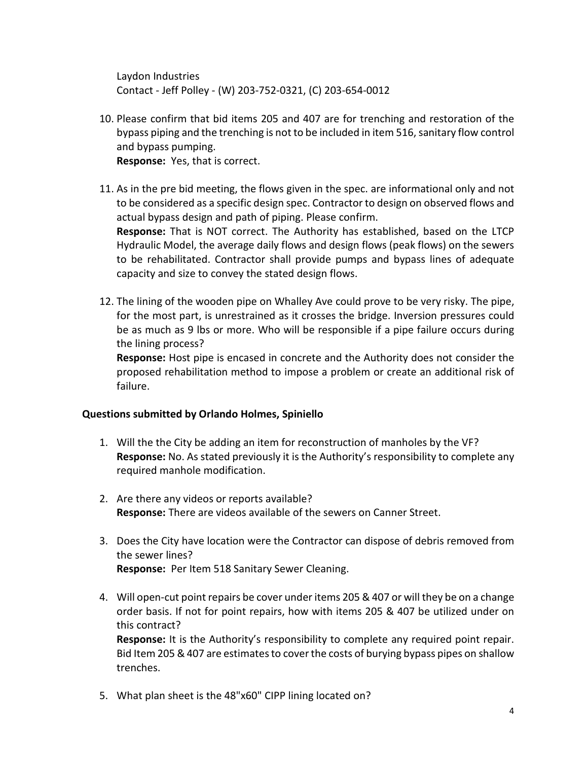Laydon Industries
Contact - Jeff Polley - (W) 203-752-0321, (C) 203-654-0012

10. Please confirm that bid items 205 and 407 are for trenching and restoration of the bypass piping and the trenching is not to be included in item 516, sanitary flow control and bypass pumping.
    **Response:** Yes, that is correct.

11. As in the pre bid meeting, the flows given in the spec. are informational only and not to be considered as a specific design spec. Contractor to design on observed flows and actual bypass design and path of piping. Please confirm.
    **Response:** That is NOT correct. The Authority has established, based on the LTCP Hydraulic Model, the average daily flows and design flows (peak flows) on the sewers to be rehabilitated. Contractor shall provide pumps and bypass lines of adequate capacity and size to convey the stated design flows.

12. The lining of the wooden pipe on Whalley Ave could prove to be very risky. The pipe, for the most part, is unrestrained as it crosses the bridge. Inversion pressures could be as much as 9 lbs or more. Who will be responsible if a pipe failure occurs during the lining process?
    **Response:** Host pipe is encased in concrete and the Authority does not consider the proposed rehabilitation method to impose a problem or create an additional risk of failure.

**Questions submitted by Orlando Holmes, Spiniello**

1. Will the the City be adding an item for reconstruction of manholes by the VF?
   **Response:** No. As stated previously it is the Authority's responsibility to complete any required manhole modification.

2. Are there any videos or reports available?
   **Response:** There are videos available of the sewers on Canner Street.

3. Does the City have location were the Contractor can dispose of debris removed from the sewer lines?
   **Response:** Per Item 518 Sanitary Sewer Cleaning.

4. Will open-cut point repairs be cover under items 205 & 407 or will they be on a change order basis. If not for point repairs, how with items 205 & 407 be utilized under on this contract?
   **Response:** It is the Authority's responsibility to complete any required point repair. Bid Item 205 & 407 are estimates to cover the costs of burying bypass pipes on shallow trenches.

5. What plan sheet is the 48"x60" CIPP lining located on?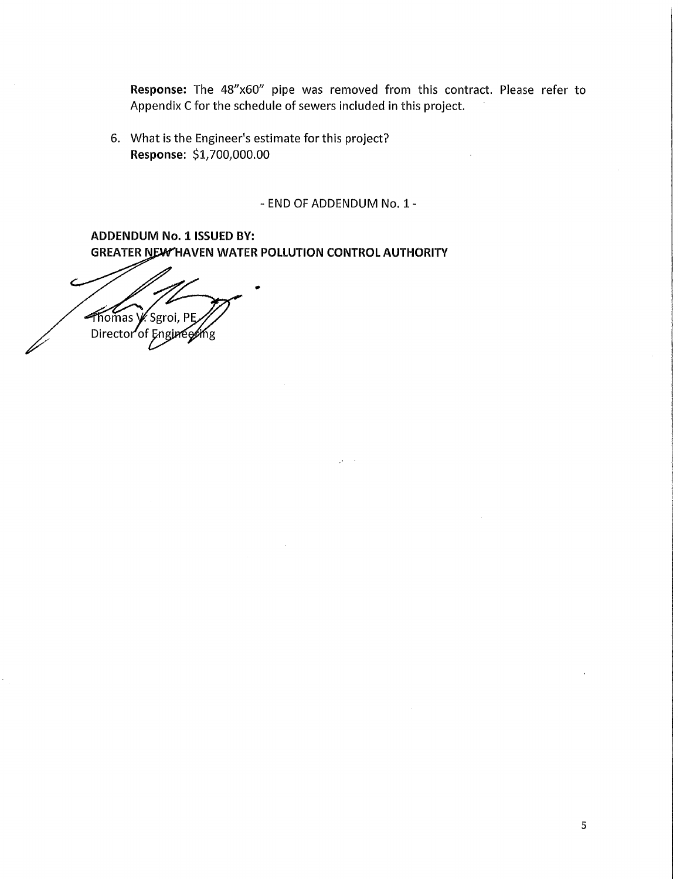**Response:** The 48"x60" pipe was removed from this contract. Please refer to Appendix C for the schedule of sewers included in this project.

6. What is the Engineer's estimate for this project?
   **Response:** $1,700,000.00

- END OF ADDENDUM No. 1 -

**ADDENDUM No. 1 ISSUED BY:**
**GREATER NEW HAVEN WATER POLLUTION CONTROL AUTHORITY**

Thomas V. Sgroi, PE
Director of Engineering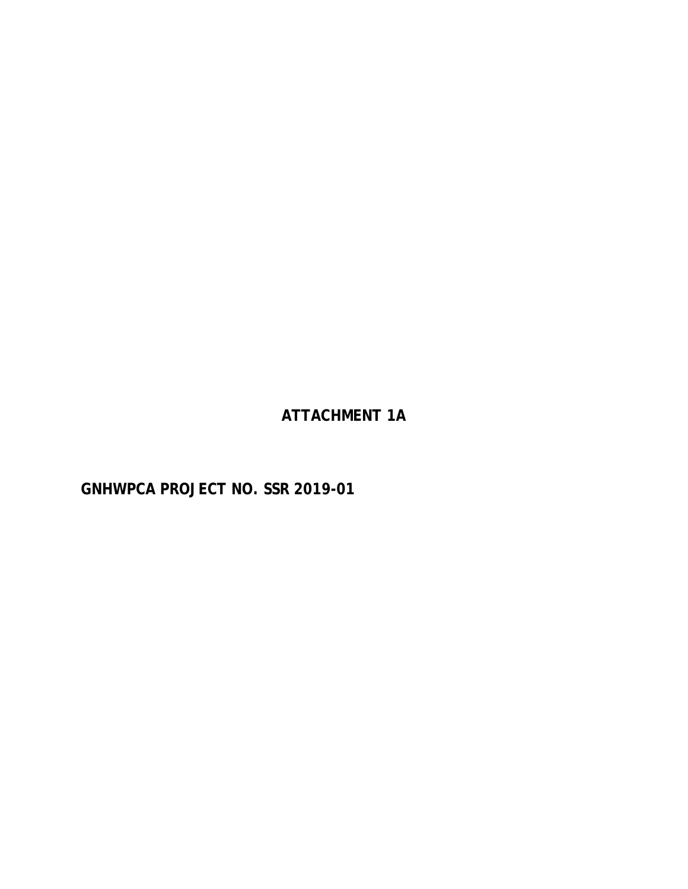**ATTACHMENT 1A**

**GNHWPCA PROJECT NO. SSR 2019-01**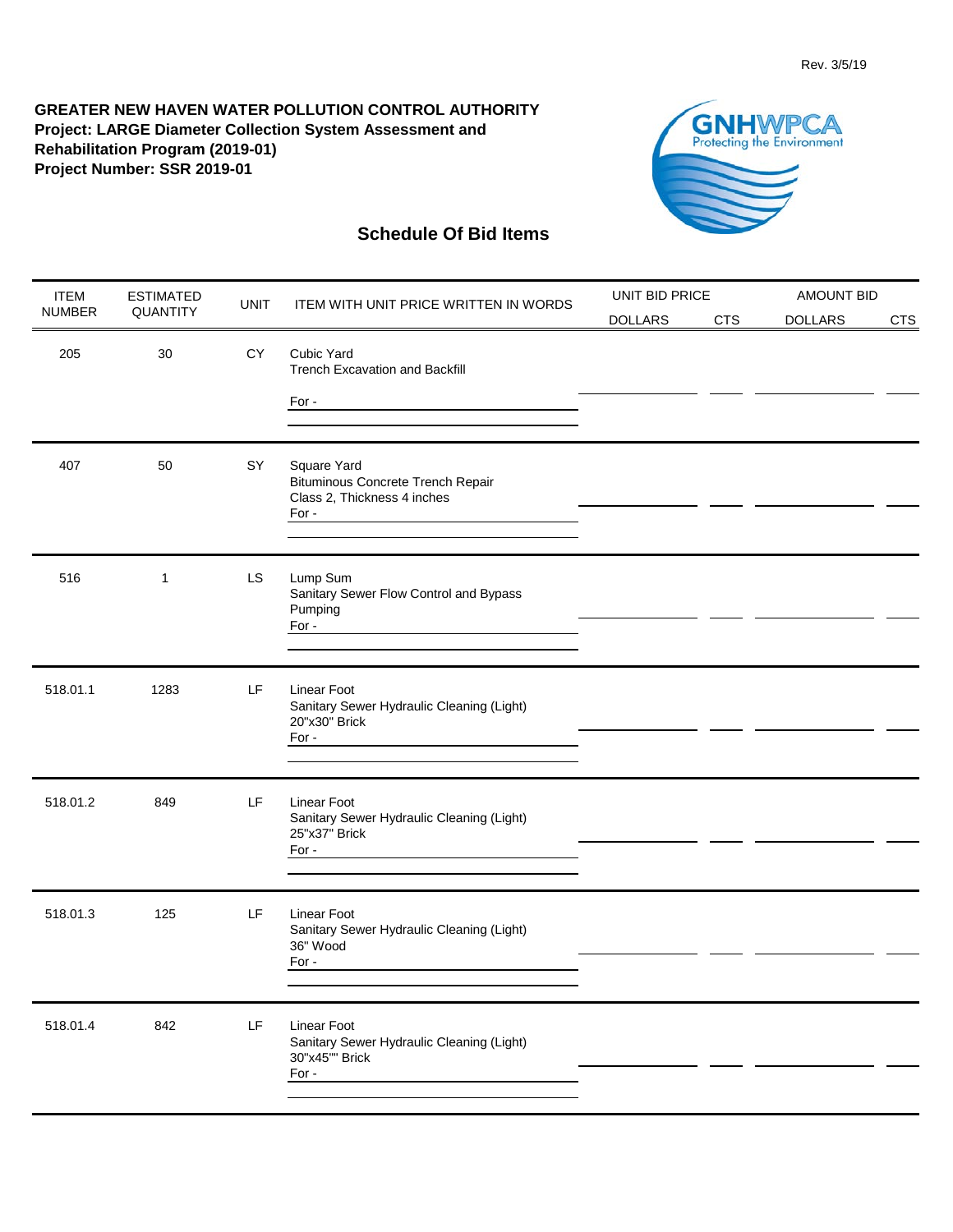Rev. 3/5/19

**GREATER NEW HAVEN WATER POLLUTION CONTROL AUTHORITY**
**Project: LARGE Diameter Collection System Assessment and Rehabilitation Program (2019-01)**
**Project Number: SSR 2019-01**

GNHWPCA
Protecting the Environment

## Schedule Of Bid Items

| ITEM NUMBER | ESTIMATED QUANTITY | UNIT | ITEM WITH UNIT PRICE WRITTEN IN WORDS | UNIT BID PRICE | | AMOUNT BID | |
|---|---|---|---|---|---|---|---|
| | | | | DOLLARS | CTS | DOLLARS | CTS |
| 205 | 30 | CY | Cubic Yard<br>Trench Excavation and Backfill<br>For - | | | | |
| 407 | 50 | SY | Square Yard<br>Bituminous Concrete Trench Repair<br>Class 2, Thickness 4 inches<br>For - | | | | |
| 516 | 1 | LS | Lump Sum<br>Sanitary Sewer Flow Control and Bypass Pumping<br>For - | | | | |
| 518.01.1 | 1283 | LF | Linear Foot<br>Sanitary Sewer Hydraulic Cleaning (Light)<br>20"x30" Brick<br>For - | | | | |
| 518.01.2 | 849 | LF | Linear Foot<br>Sanitary Sewer Hydraulic Cleaning (Light)<br>25"x37" Brick<br>For - | | | | |
| 518.01.3 | 125 | LF | Linear Foot<br>Sanitary Sewer Hydraulic Cleaning (Light)<br>36" Wood<br>For - | | | | |
| 518.01.4 | 842 | LF | Linear Foot<br>Sanitary Sewer Hydraulic Cleaning (Light)<br>30"x45"" Brick<br>For - | | | | |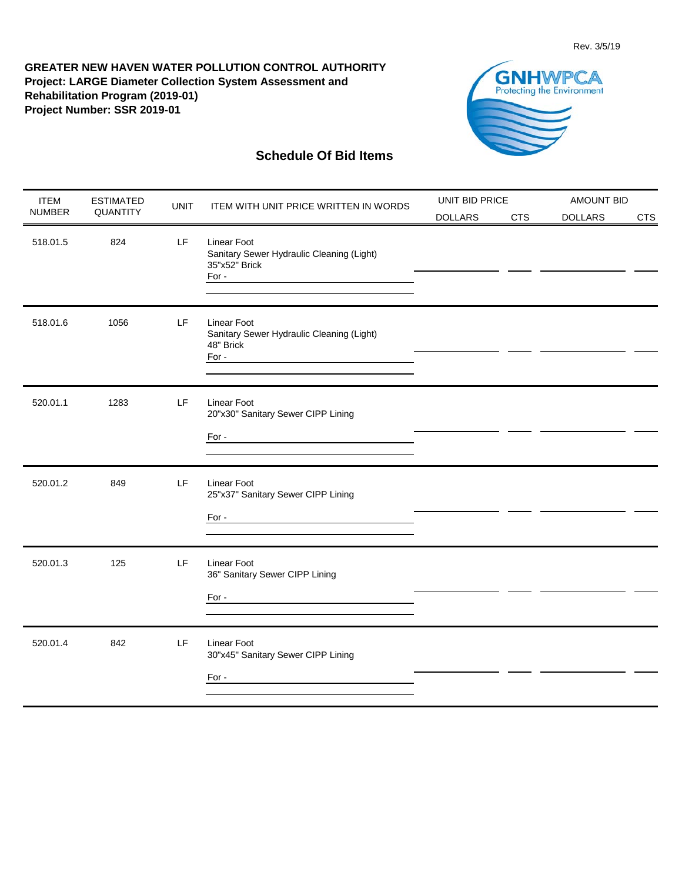Rev. 3/5/19

**GREATER NEW HAVEN WATER POLLUTION CONTROL AUTHORITY**
**Project: LARGE Diameter Collection System Assessment and Rehabilitation Program (2019-01)**
**Project Number: SSR 2019-01**

GNHWPCA
Protecting the Environment

## Schedule Of Bid Items

| ITEM NUMBER | ESTIMATED QUANTITY | UNIT | ITEM WITH UNIT PRICE WRITTEN IN WORDS | UNIT BID PRICE DOLLARS | UNIT BID PRICE CTS | AMOUNT BID DOLLARS | AMOUNT BID CTS |
|---|---|---|---|---|---|---|---|
| 518.01.5 | 824 | LF | Linear Foot<br>Sanitary Sewer Hydraulic Cleaning (Light)<br>35"x52" Brick<br>For - | | | | |
| 518.01.6 | 1056 | LF | Linear Foot<br>Sanitary Sewer Hydraulic Cleaning (Light)<br>48" Brick<br>For - | | | | |
| 520.01.1 | 1283 | LF | Linear Foot<br>20"x30" Sanitary Sewer CIPP Lining<br>For - | | | | |
| 520.01.2 | 849 | LF | Linear Foot<br>25"x37" Sanitary Sewer CIPP Lining<br>For - | | | | |
| 520.01.3 | 125 | LF | Linear Foot<br>36" Sanitary Sewer CIPP Lining<br>For - | | | | |
| 520.01.4 | 842 | LF | Linear Foot<br>30"x45" Sanitary Sewer CIPP Lining<br>For - | | | | |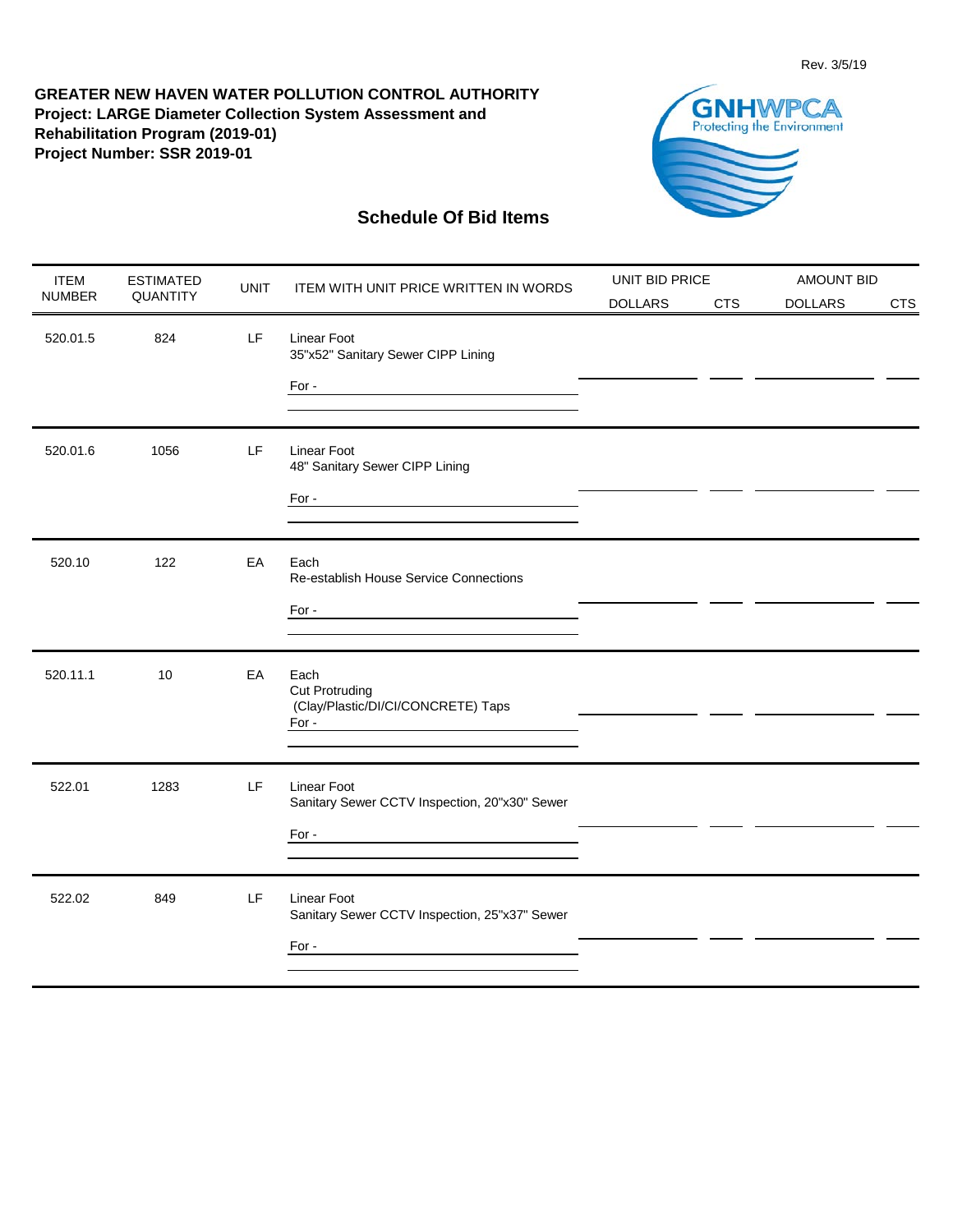Rev. 3/5/19

**GREATER NEW HAVEN WATER POLLUTION CONTROL AUTHORITY**
**Project: LARGE Diameter Collection System Assessment and Rehabilitation Program (2019-01)**
**Project Number: SSR 2019-01**

GNHWPCA
Protecting the Environment

## Schedule Of Bid Items

| ITEM NUMBER | ESTIMATED QUANTITY | UNIT | ITEM WITH UNIT PRICE WRITTEN IN WORDS | UNIT BID PRICE | | AMOUNT BID | |
|---|---|---|---|---|---|---|---|
| | | | | DOLLARS | CTS | DOLLARS | CTS |
| 520.01.5 | 824 | LF | Linear Foot<br>35"x52" Sanitary Sewer CIPP Lining<br>For - | | | | |
| 520.01.6 | 1056 | LF | Linear Foot<br>48" Sanitary Sewer CIPP Lining<br>For - | | | | |
| 520.10 | 122 | EA | Each<br>Re-establish House Service Connections<br>For - | | | | |
| 520.11.1 | 10 | EA | Each<br>Cut Protruding<br>(Clay/Plastic/DI/CI/CONCRETE) Taps<br>For - | | | | |
| 522.01 | 1283 | LF | Linear Foot<br>Sanitary Sewer CCTV Inspection, 20"x30" Sewer<br>For - | | | | |
| 522.02 | 849 | LF | Linear Foot<br>Sanitary Sewer CCTV Inspection, 25"x37" Sewer<br>For - | | | | |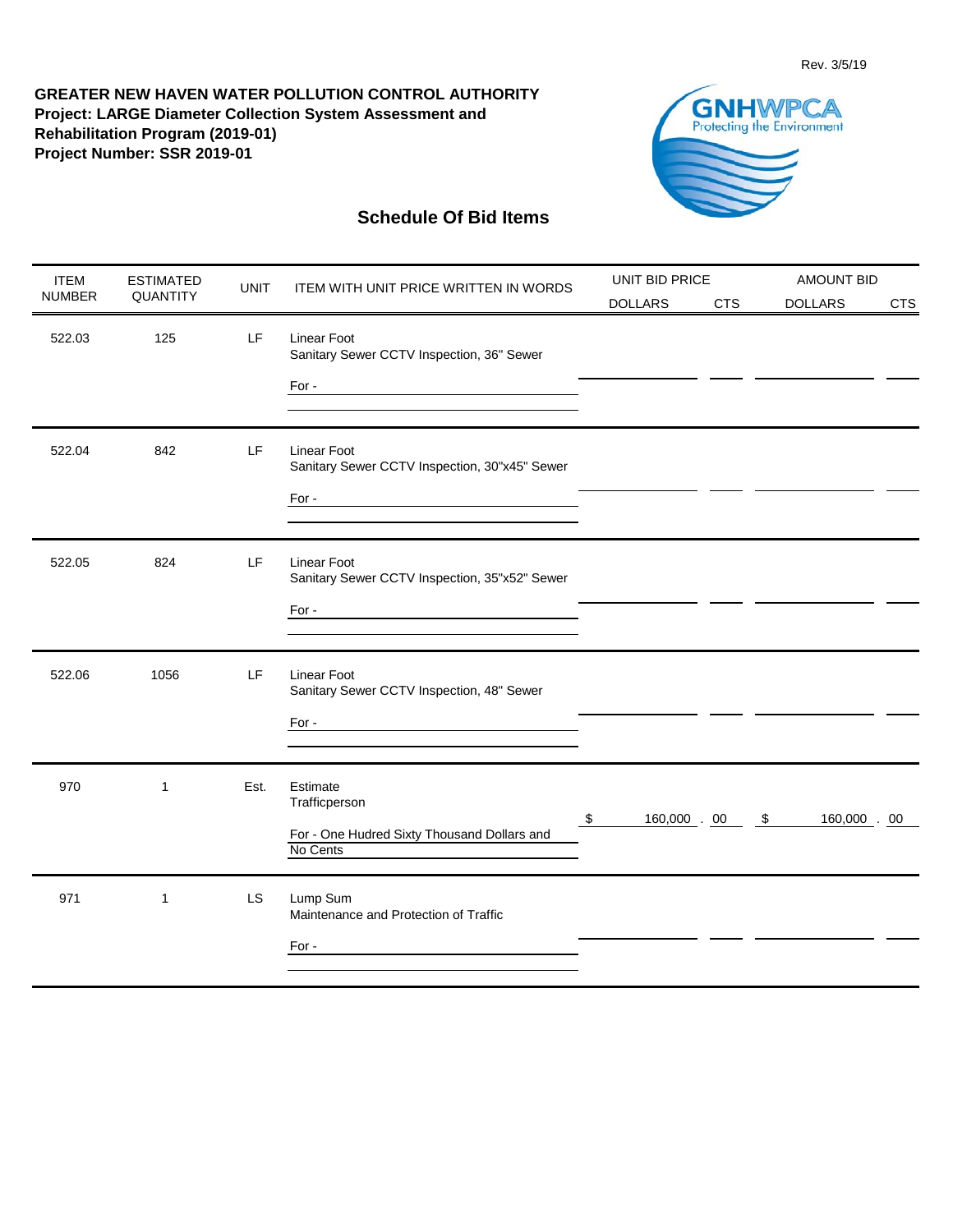Rev. 3/5/19

**GREATER NEW HAVEN WATER POLLUTION CONTROL AUTHORITY**
**Project: LARGE Diameter Collection System Assessment and Rehabilitation Program (2019-01)**
**Project Number: SSR 2019-01**

GNHWPCA
Protecting the Environment

## Schedule Of Bid Items

| ITEM NUMBER | ESTIMATED QUANTITY | UNIT | ITEM WITH UNIT PRICE WRITTEN IN WORDS | UNIT BID PRICE DOLLARS | UNIT BID PRICE CTS | AMOUNT BID DOLLARS | AMOUNT BID CTS |
|---|---|---|---|---|---|---|---|
| 522.03 | 125 | LF | Linear Foot<br>Sanitary Sewer CCTV Inspection, 36" Sewer<br>For - | | | | |
| 522.04 | 842 | LF | Linear Foot<br>Sanitary Sewer CCTV Inspection, 30"x45" Sewer<br>For - | | | | |
| 522.05 | 824 | LF | Linear Foot<br>Sanitary Sewer CCTV Inspection, 35"x52" Sewer<br>For - | | | | |
| 522.06 | 1056 | LF | Linear Foot<br>Sanitary Sewer CCTV Inspection, 48" Sewer<br>For - | | | | |
| 970 | 1 | Est. | Estimate<br>Trafficperson<br>For - One Hudred Sixty Thousand Dollars and No Cents | $ 160,000 | 00 | $ 160,000 | 00 |
| 971 | 1 | LS | Lump Sum<br>Maintenance and Protection of Traffic<br>For - | | | | |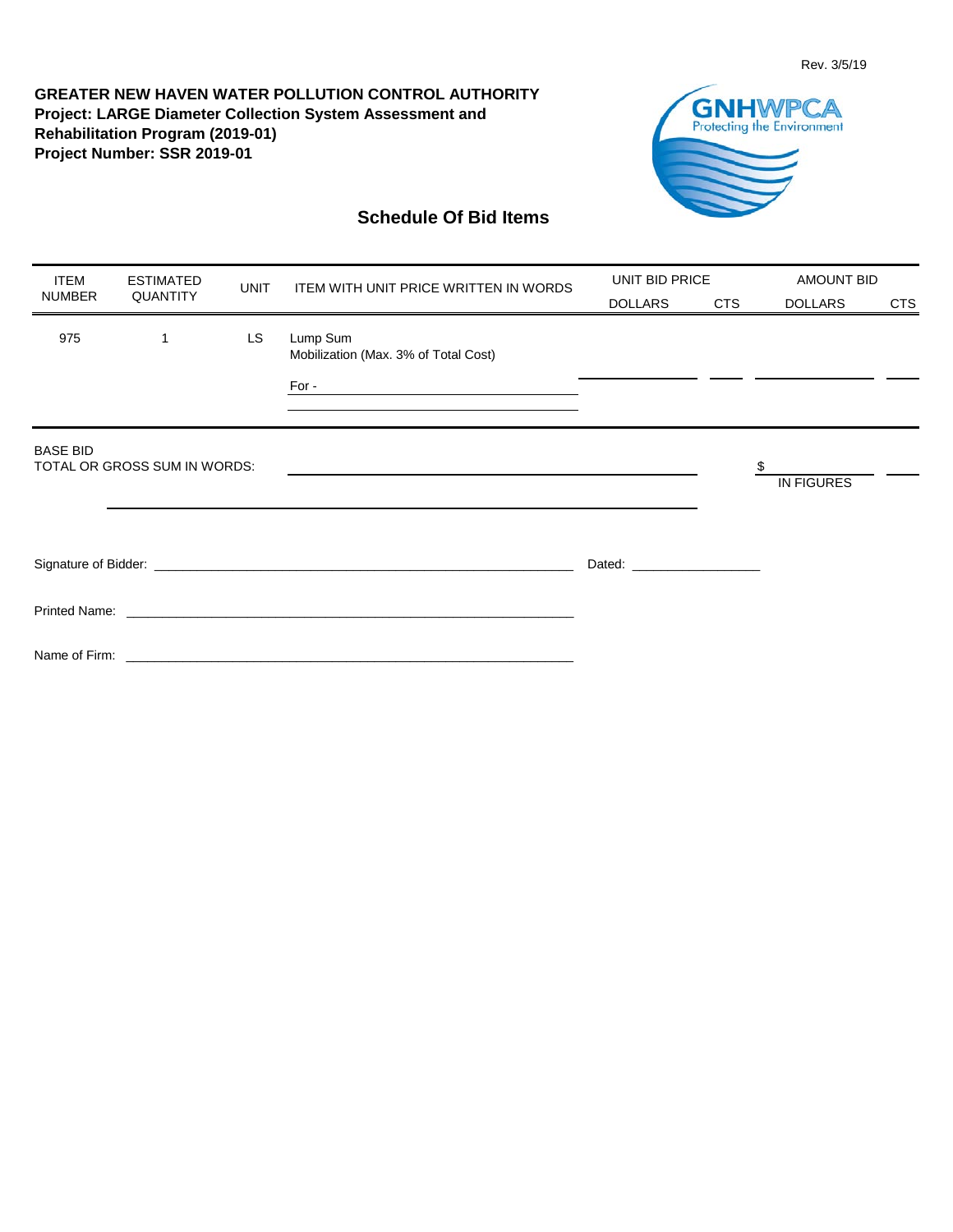Rev. 3/5/19

**GREATER NEW HAVEN WATER POLLUTION CONTROL AUTHORITY**
**Project: LARGE Diameter Collection System Assessment and Rehabilitation Program (2019-01)**
**Project Number: SSR 2019-01**

GNHWPCA
Protecting the Environment

## Schedule Of Bid Items

| ITEM NUMBER | ESTIMATED QUANTITY | UNIT | ITEM WITH UNIT PRICE WRITTEN IN WORDS | UNIT BID PRICE | | AMOUNT BID | |
|---|---|---|---|---|---|---|---|
| | | | | DOLLARS | CTS | DOLLARS | CTS |
| 975 | 1 | LS | Lump Sum<br>Mobilization (Max. 3% of Total Cost)<br><br>For - ______________________ | ________ | ____ | ________ | ____ |

BASE BID
TOTAL OR GROSS SUM IN WORDS: ______________________________________________ $ ____________ ____
IN FIGURES

______________________________________________

Signature of Bidder: ______________________________________________ Dated: ________________

Printed Name: ______________________________________________

Name of Firm: ______________________________________________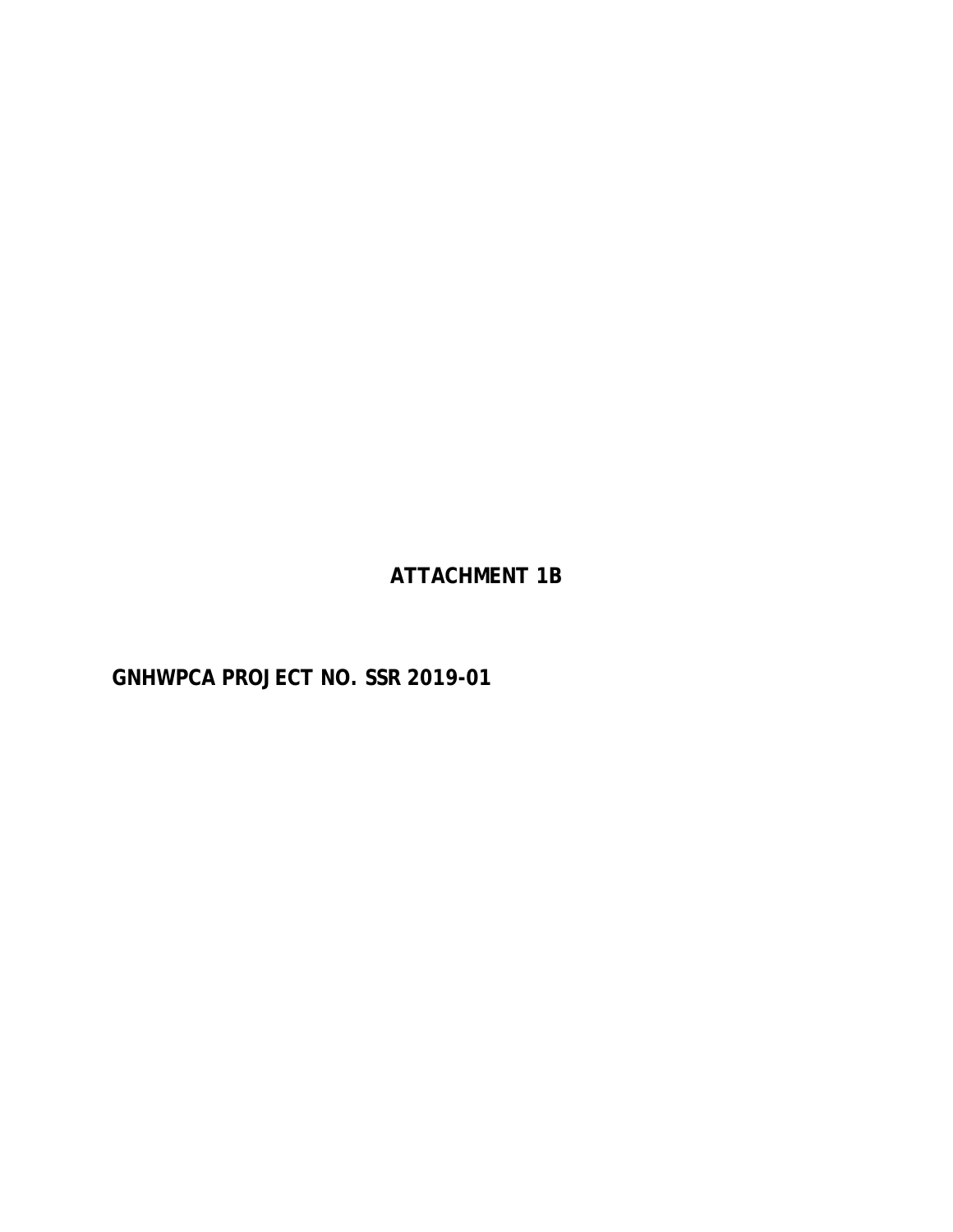**ATTACHMENT 1B**

**GNHWPCA PROJECT NO. SSR 2019-01**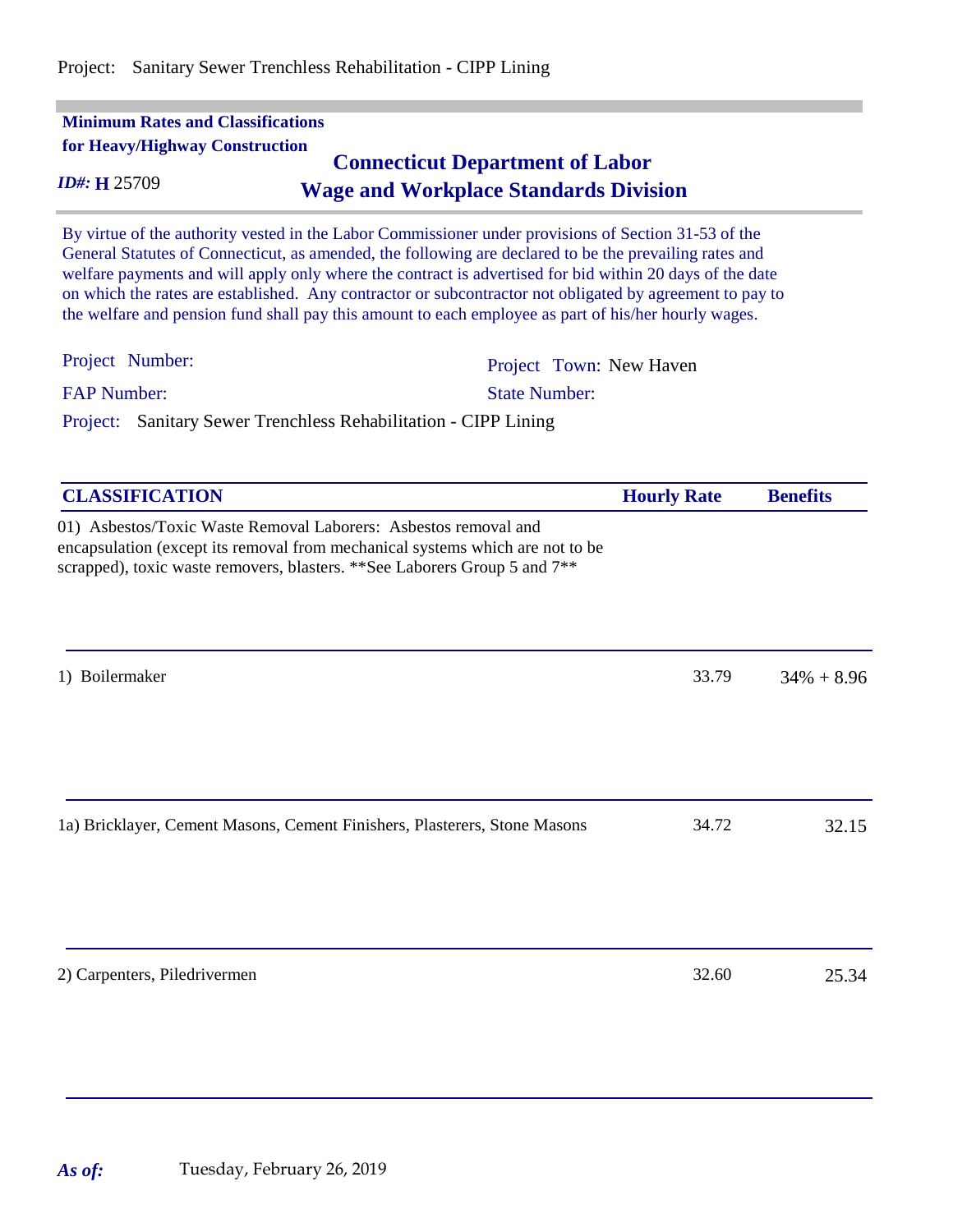Project: Sanitary Sewer Trenchless Rehabilitation - CIPP Lining

**Minimum Rates and Classifications for Heavy/Highway Construction**

***ID#:* H 25709**

## Connecticut Department of Labor
## Wage and Workplace Standards Division

By virtue of the authority vested in the Labor Commissioner under provisions of Section 31-53 of the General Statutes of Connecticut, as amended, the following are declared to be the prevailing rates and welfare payments and will apply only where the contract is advertised for bid within 20 days of the date on which the rates are established. Any contractor or subcontractor not obligated by agreement to pay to the welfare and pension fund shall pay this amount to each employee as part of his/her hourly wages.

Project Number:

Project Town: New Haven

FAP Number:

State Number:

Project: Sanitary Sewer Trenchless Rehabilitation - CIPP Lining

| CLASSIFICATION | Hourly Rate | Benefits |
|---|---|---|
| 01) Asbestos/Toxic Waste Removal Laborers: Asbestos removal and encapsulation (except its removal from mechanical systems which are not to be scrapped), toxic waste removers, blasters. **See Laborers Group 5 and 7** | | |
| 1) Boilermaker | 33.79 | 34% + 8.96 |
| 1a) Bricklayer, Cement Masons, Cement Finishers, Plasterers, Stone Masons | 34.72 | 32.15 |
| 2) Carpenters, Piledrivermen | 32.60 | 25.34 |

***As of:*** Tuesday, February 26, 2019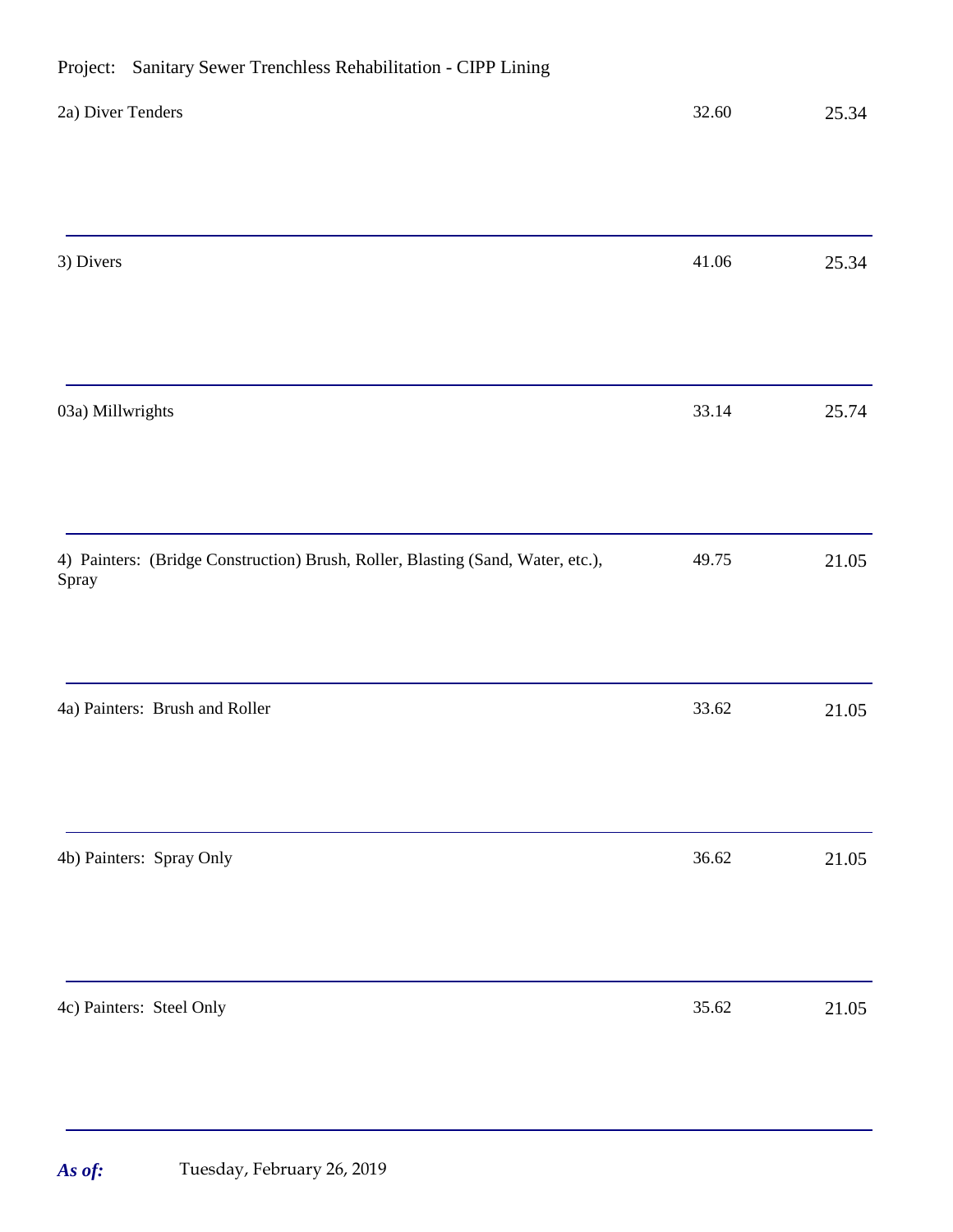Project: Sanitary Sewer Trenchless Rehabilitation - CIPP Lining

| | | |
|---|---|---|
| 2a) Diver Tenders | 32.60 | 25.34 |
| 3) Divers | 41.06 | 25.34 |
| 03a) Millwrights | 33.14 | 25.74 |
| 4) Painters: (Bridge Construction) Brush, Roller, Blasting (Sand, Water, etc.), Spray | 49.75 | 21.05 |
| 4a) Painters: Brush and Roller | 33.62 | 21.05 |
| 4b) Painters: Spray Only | 36.62 | 21.05 |
| 4c) Painters: Steel Only | 35.62 | 21.05 |

***As of:*** Tuesday, February 26, 2019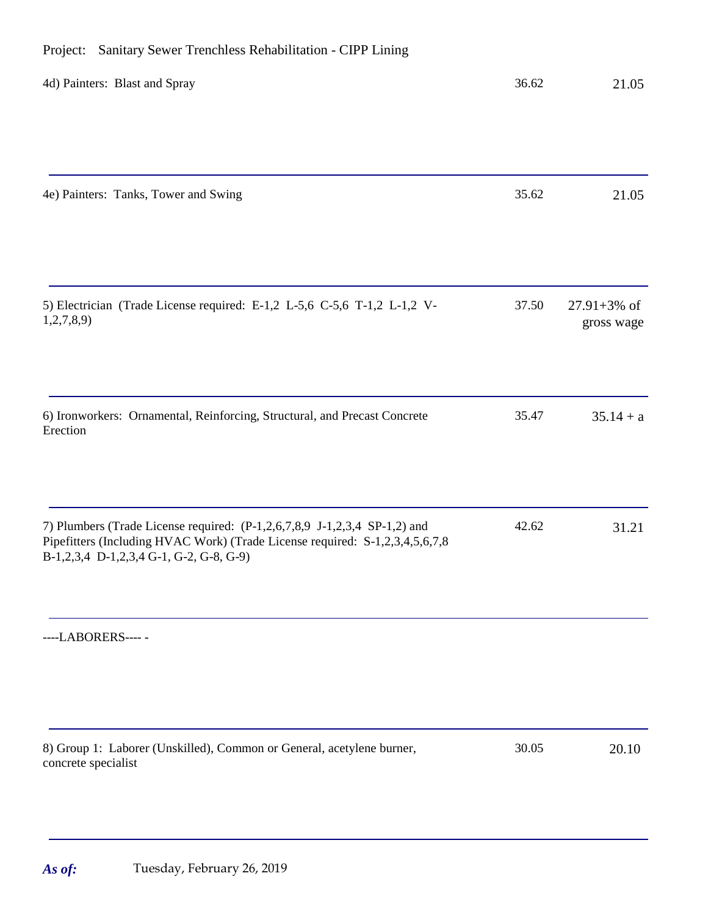Project: Sanitary Sewer Trenchless Rehabilitation - CIPP Lining

| | | |
|---|---|---|
| 4d) Painters: Blast and Spray | 36.62 | 21.05 |
| 4e) Painters: Tanks, Tower and Swing | 35.62 | 21.05 |
| 5) Electrician (Trade License required: E-1,2 L-5,6 C-5,6 T-1,2 L-1,2 V-1,2,7,8,9) | 37.50 | 27.91+3% of gross wage |
| 6) Ironworkers: Ornamental, Reinforcing, Structural, and Precast Concrete Erection | 35.47 | 35.14 + a |
| 7) Plumbers (Trade License required: (P-1,2,6,7,8,9 J-1,2,3,4 SP-1,2) and Pipefitters (Including HVAC Work) (Trade License required: S-1,2,3,4,5,6,7,8 B-1,2,3,4 D-1,2,3,4 G-1, G-2, G-8, G-9) | 42.62 | 31.21 |
| ----LABORERS---- - | | |
| 8) Group 1: Laborer (Unskilled), Common or General, acetylene burner, concrete specialist | 30.05 | 20.10 |

***As of:*** Tuesday, February 26, 2019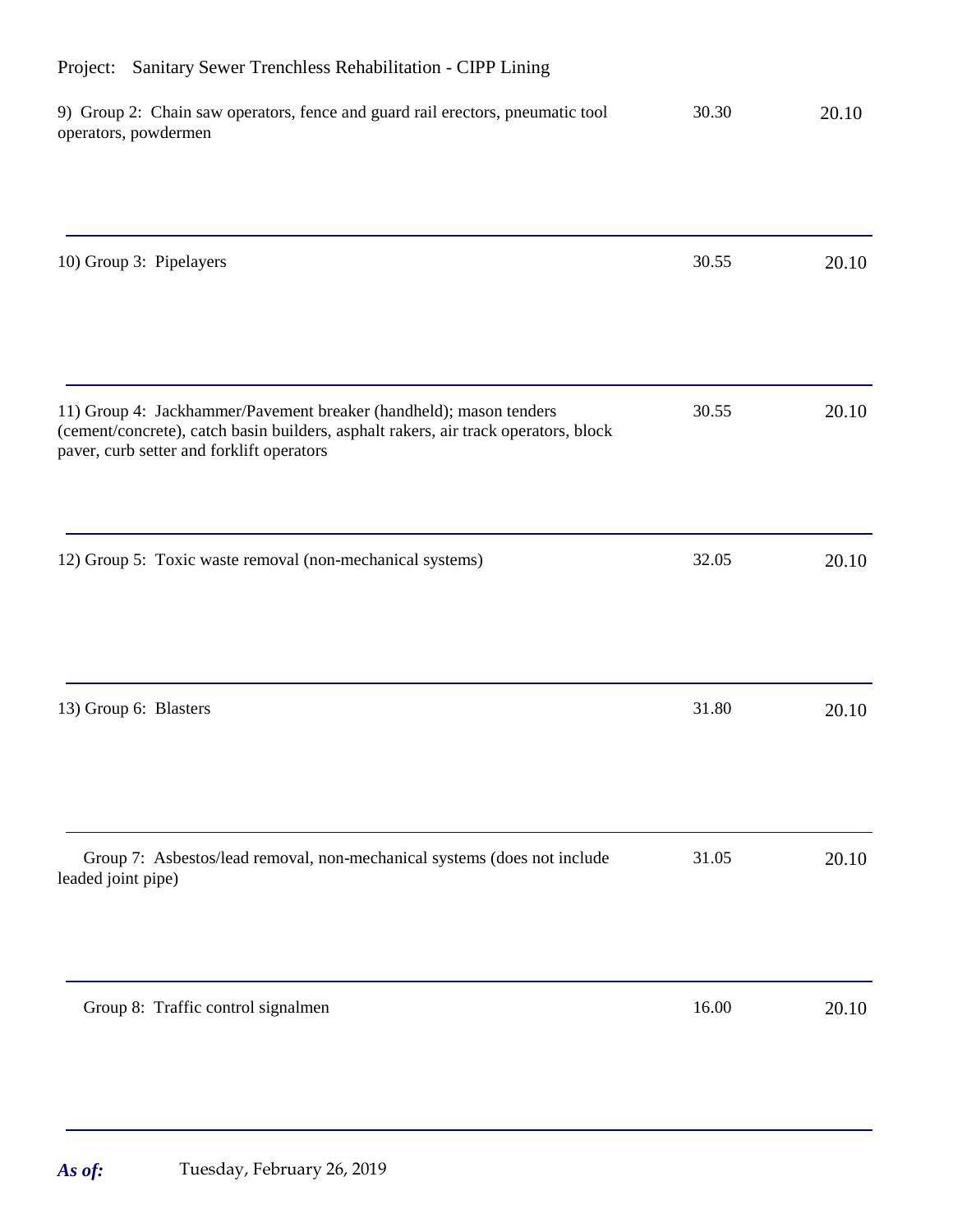Project: Sanitary Sewer Trenchless Rehabilitation - CIPP Lining

| | | |
|---|---|---|
| 9) Group 2: Chain saw operators, fence and guard rail erectors, pneumatic tool operators, powdermen | 30.30 | 20.10 |
| 10) Group 3: Pipelayers | 30.55 | 20.10 |
| 11) Group 4: Jackhammer/Pavement breaker (handheld); mason tenders (cement/concrete), catch basin builders, asphalt rakers, air track operators, block paver, curb setter and forklift operators | 30.55 | 20.10 |
| 12) Group 5: Toxic waste removal (non-mechanical systems) | 32.05 | 20.10 |
| 13) Group 6: Blasters | 31.80 | 20.10 |
| Group 7: Asbestos/lead removal, non-mechanical systems (does not include leaded joint pipe) | 31.05 | 20.10 |
| Group 8: Traffic control signalmen | 16.00 | 20.10 |

***As of:*** Tuesday, February 26, 2019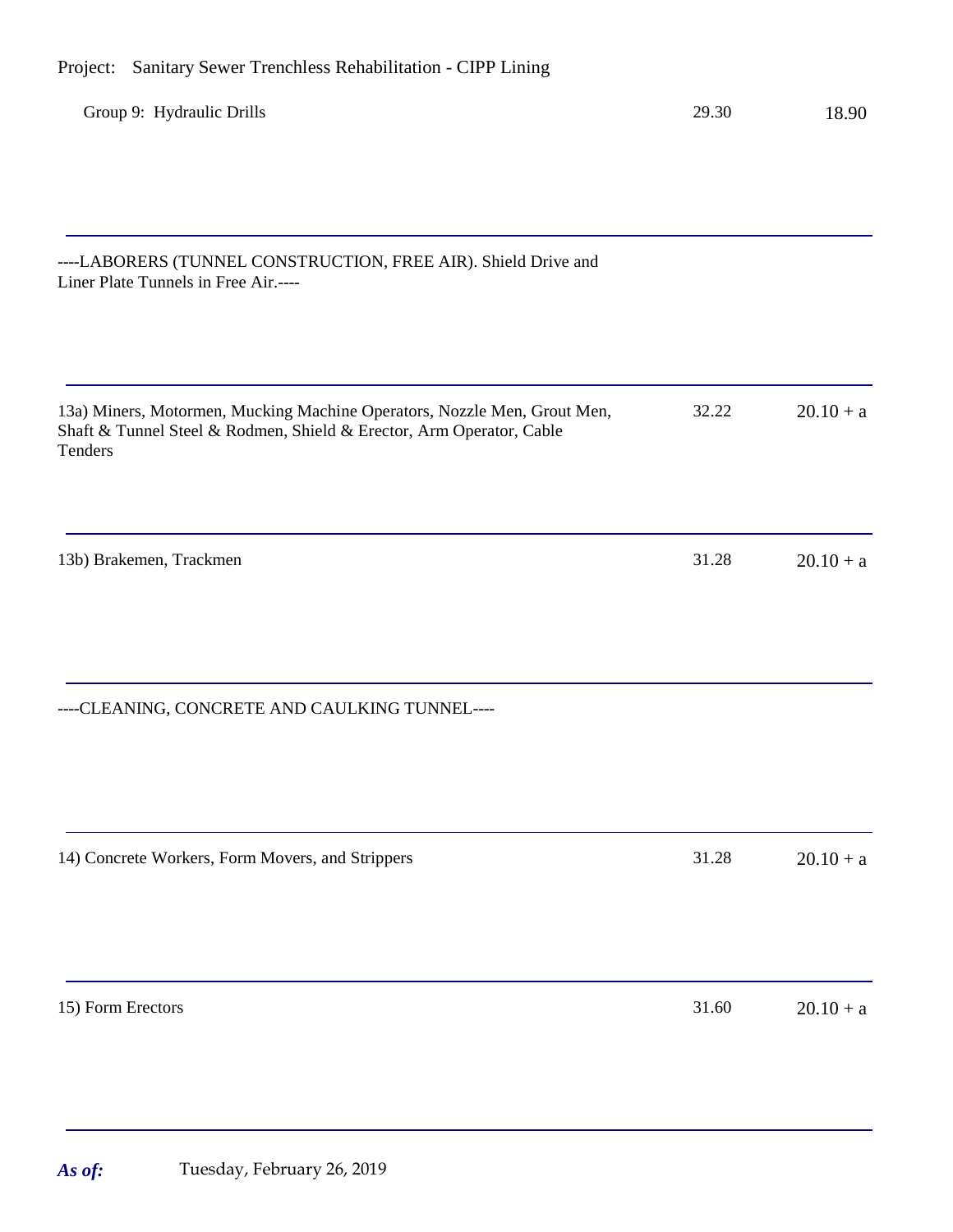Project: Sanitary Sewer Trenchless Rehabilitation - CIPP Lining

| | | |
|---|---|---|
| Group 9: Hydraulic Drills | 29.30 | 18.90 |
| ----LABORERS (TUNNEL CONSTRUCTION, FREE AIR). Shield Drive and Liner Plate Tunnels in Free Air.---- | | |
| 13a) Miners, Motormen, Mucking Machine Operators, Nozzle Men, Grout Men, Shaft & Tunnel Steel & Rodmen, Shield & Erector, Arm Operator, Cable Tenders | 32.22 | 20.10 + a |
| 13b) Brakemen, Trackmen | 31.28 | 20.10 + a |
| ----CLEANING, CONCRETE AND CAULKING TUNNEL---- | | |
| 14) Concrete Workers, Form Movers, and Strippers | 31.28 | 20.10 + a |
| 15) Form Erectors | 31.60 | 20.10 + a |

***As of:*** Tuesday, February 26, 2019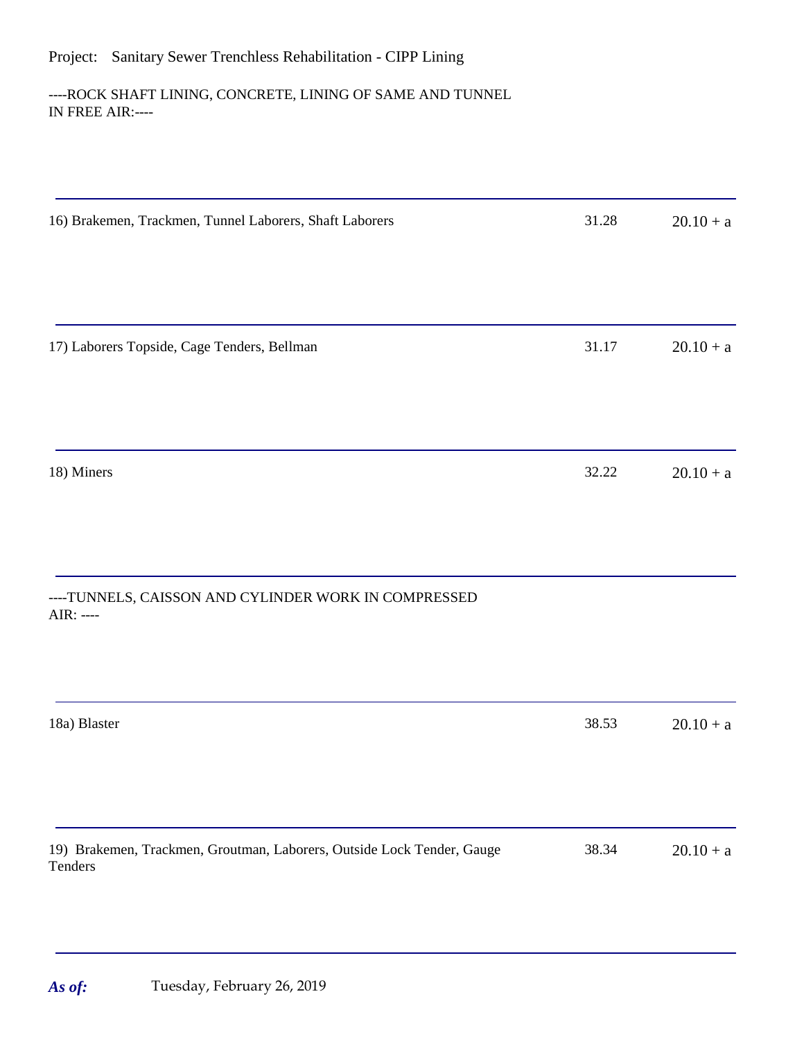Project: Sanitary Sewer Trenchless Rehabilitation - CIPP Lining

----ROCK SHAFT LINING, CONCRETE, LINING OF SAME AND TUNNEL IN FREE AIR:----

| | | |
|---|---|---|
| 16) Brakemen, Trackmen, Tunnel Laborers, Shaft Laborers | 31.28 | 20.10 + a |
| 17) Laborers Topside, Cage Tenders, Bellman | 31.17 | 20.10 + a |
| 18) Miners | 32.22 | 20.10 + a |

----TUNNELS, CAISSON AND CYLINDER WORK IN COMPRESSED AIR: ----

| | | |
|---|---|---|
| 18a) Blaster | 38.53 | 20.10 + a |
| 19) Brakemen, Trackmen, Groutman, Laborers, Outside Lock Tender, Gauge Tenders | 38.34 | 20.10 + a |

***As of:*** Tuesday, February 26, 2019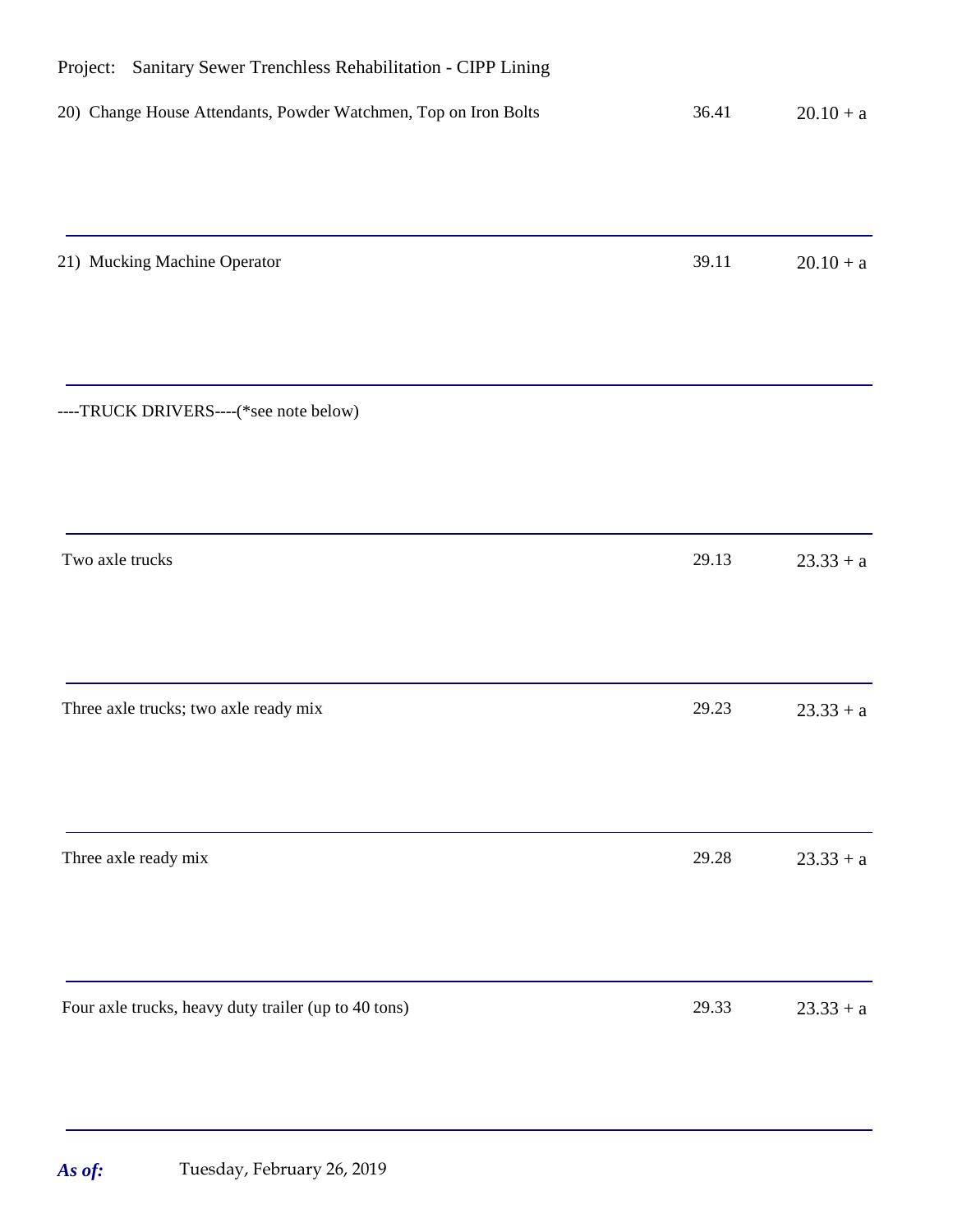Project: Sanitary Sewer Trenchless Rehabilitation - CIPP Lining

| | | |
|---|---|---|
| 20) Change House Attendants, Powder Watchmen, Top on Iron Bolts | 36.41 | 20.10 + a |
| 21) Mucking Machine Operator | 39.11 | 20.10 + a |
| ----TRUCK DRIVERS----(*see note below) | | |
| Two axle trucks | 29.13 | 23.33 + a |
| Three axle trucks; two axle ready mix | 29.23 | 23.33 + a |
| Three axle ready mix | 29.28 | 23.33 + a |
| Four axle trucks, heavy duty trailer (up to 40 tons) | 29.33 | 23.33 + a |

***As of:*** Tuesday, February 26, 2019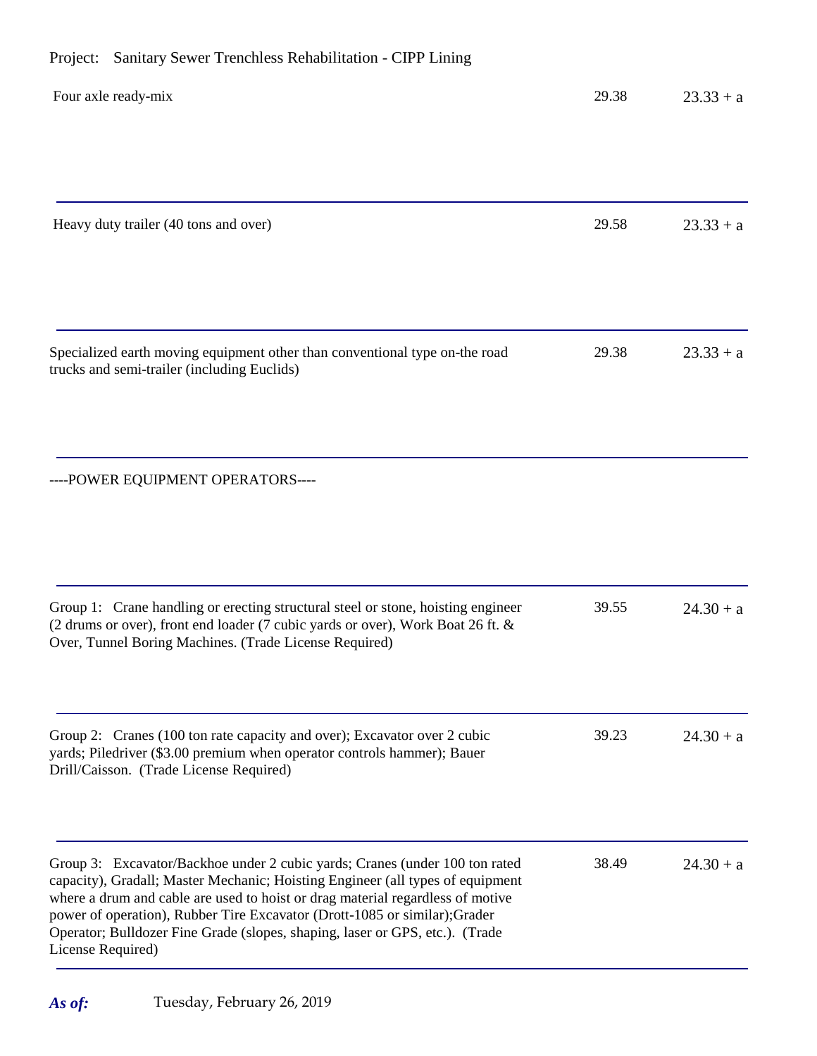Project: Sanitary Sewer Trenchless Rehabilitation - CIPP Lining

| | | |
|---|---|---|
| Four axle ready-mix | 29.38 | 23.33 + a |
| Heavy duty trailer (40 tons and over) | 29.58 | 23.33 + a |
| Specialized earth moving equipment other than conventional type on-the road trucks and semi-trailer (including Euclids) | 29.38 | 23.33 + a |
| ----POWER EQUIPMENT OPERATORS---- | | |
| Group 1: Crane handling or erecting structural steel or stone, hoisting engineer (2 drums or over), front end loader (7 cubic yards or over), Work Boat 26 ft. & Over, Tunnel Boring Machines. (Trade License Required) | 39.55 | 24.30 + a |
| Group 2: Cranes (100 ton rate capacity and over); Excavator over 2 cubic yards; Piledriver ($3.00 premium when operator controls hammer); Bauer Drill/Caisson. (Trade License Required) | 39.23 | 24.30 + a |
| Group 3: Excavator/Backhoe under 2 cubic yards; Cranes (under 100 ton rated capacity), Gradall; Master Mechanic; Hoisting Engineer (all types of equipment where a drum and cable are used to hoist or drag material regardless of motive power of operation), Rubber Tire Excavator (Drott-1085 or similar);Grader Operator; Bulldozer Fine Grade (slopes, shaping, laser or GPS, etc.). (Trade License Required) | 38.49 | 24.30 + a |

***As of:*** Tuesday, February 26, 2019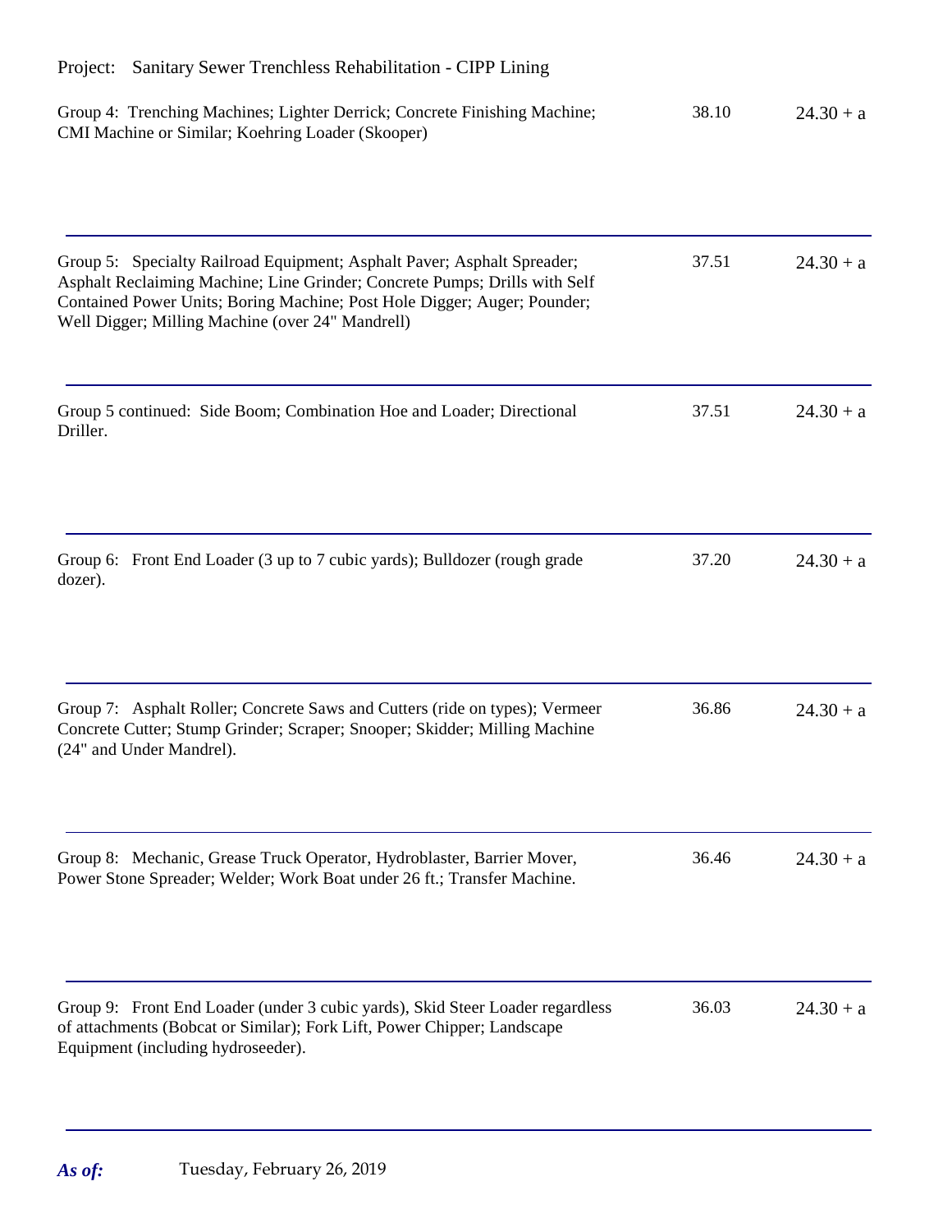Project: Sanitary Sewer Trenchless Rehabilitation - CIPP Lining

| | | |
|---|---|---|
| Group 4: Trenching Machines; Lighter Derrick; Concrete Finishing Machine; CMI Machine or Similar; Koehring Loader (Skooper) | 38.10 | 24.30 + a |
| Group 5: Specialty Railroad Equipment; Asphalt Paver; Asphalt Spreader; Asphalt Reclaiming Machine; Line Grinder; Concrete Pumps; Drills with Self Contained Power Units; Boring Machine; Post Hole Digger; Auger; Pounder; Well Digger; Milling Machine (over 24" Mandrell) | 37.51 | 24.30 + a |
| Group 5 continued: Side Boom; Combination Hoe and Loader; Directional Driller. | 37.51 | 24.30 + a |
| Group 6: Front End Loader (3 up to 7 cubic yards); Bulldozer (rough grade dozer). | 37.20 | 24.30 + a |
| Group 7: Asphalt Roller; Concrete Saws and Cutters (ride on types); Vermeer Concrete Cutter; Stump Grinder; Scraper; Snooper; Skidder; Milling Machine (24" and Under Mandrel). | 36.86 | 24.30 + a |
| Group 8: Mechanic, Grease Truck Operator, Hydroblaster, Barrier Mover, Power Stone Spreader; Welder; Work Boat under 26 ft.; Transfer Machine. | 36.46 | 24.30 + a |
| Group 9: Front End Loader (under 3 cubic yards), Skid Steer Loader regardless of attachments (Bobcat or Similar); Fork Lift, Power Chipper; Landscape Equipment (including hydroseeder). | 36.03 | 24.30 + a |

***As of:*** Tuesday, February 26, 2019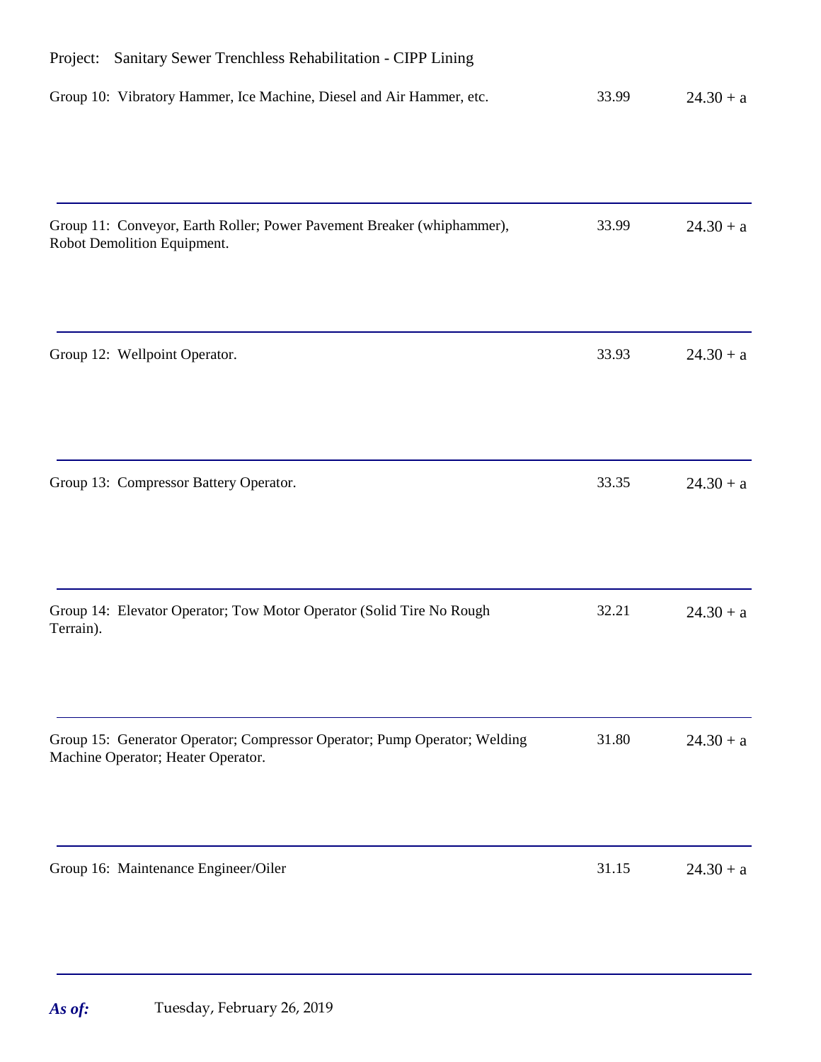Project: Sanitary Sewer Trenchless Rehabilitation - CIPP Lining

| | | |
|---|---|---|
| Group 10: Vibratory Hammer, Ice Machine, Diesel and Air Hammer, etc. | 33.99 | 24.30 + a |
| Group 11: Conveyor, Earth Roller; Power Pavement Breaker (whiphammer), Robot Demolition Equipment. | 33.99 | 24.30 + a |
| Group 12: Wellpoint Operator. | 33.93 | 24.30 + a |
| Group 13: Compressor Battery Operator. | 33.35 | 24.30 + a |
| Group 14: Elevator Operator; Tow Motor Operator (Solid Tire No Rough Terrain). | 32.21 | 24.30 + a |
| Group 15: Generator Operator; Compressor Operator; Pump Operator; Welding Machine Operator; Heater Operator. | 31.80 | 24.30 + a |
| Group 16: Maintenance Engineer/Oiler | 31.15 | 24.30 + a |

***As of:*** Tuesday, February 26, 2019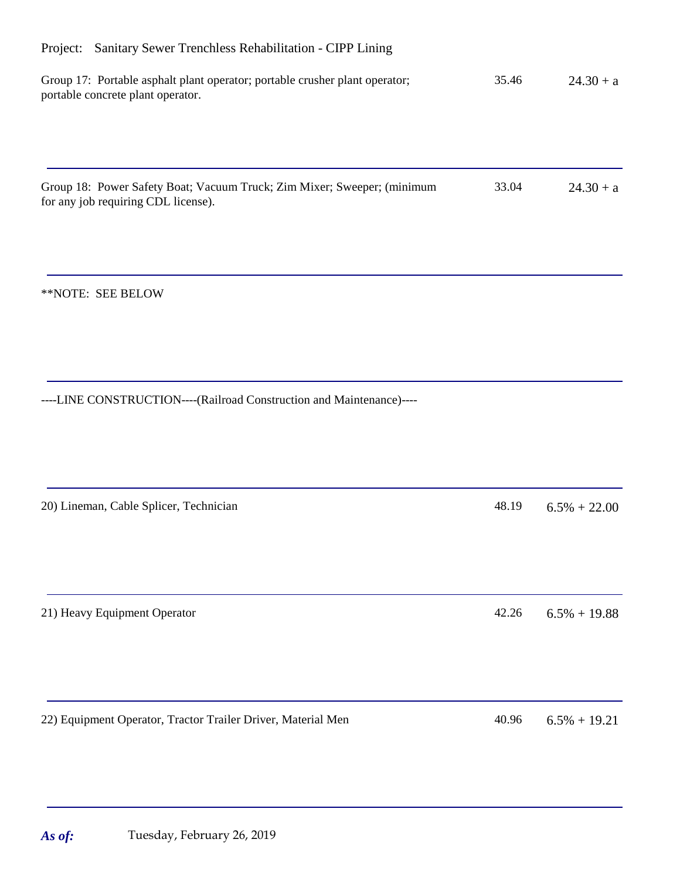Project: Sanitary Sewer Trenchless Rehabilitation - CIPP Lining

| | | |
|---|---|---|
| Group 17: Portable asphalt plant operator; portable crusher plant operator; portable concrete plant operator. | 35.46 | 24.30 + a |
| Group 18: Power Safety Boat; Vacuum Truck; Zim Mixer; Sweeper; (minimum for any job requiring CDL license). | 33.04 | 24.30 + a |
| **NOTE: SEE BELOW | | |
| ----LINE CONSTRUCTION----(Railroad Construction and Maintenance)---- | | |
| 20) Lineman, Cable Splicer, Technician | 48.19 | 6.5% + 22.00 |
| 21) Heavy Equipment Operator | 42.26 | 6.5% + 19.88 |
| 22) Equipment Operator, Tractor Trailer Driver, Material Men | 40.96 | 6.5% + 19.21 |

***As of:*** Tuesday, February 26, 2019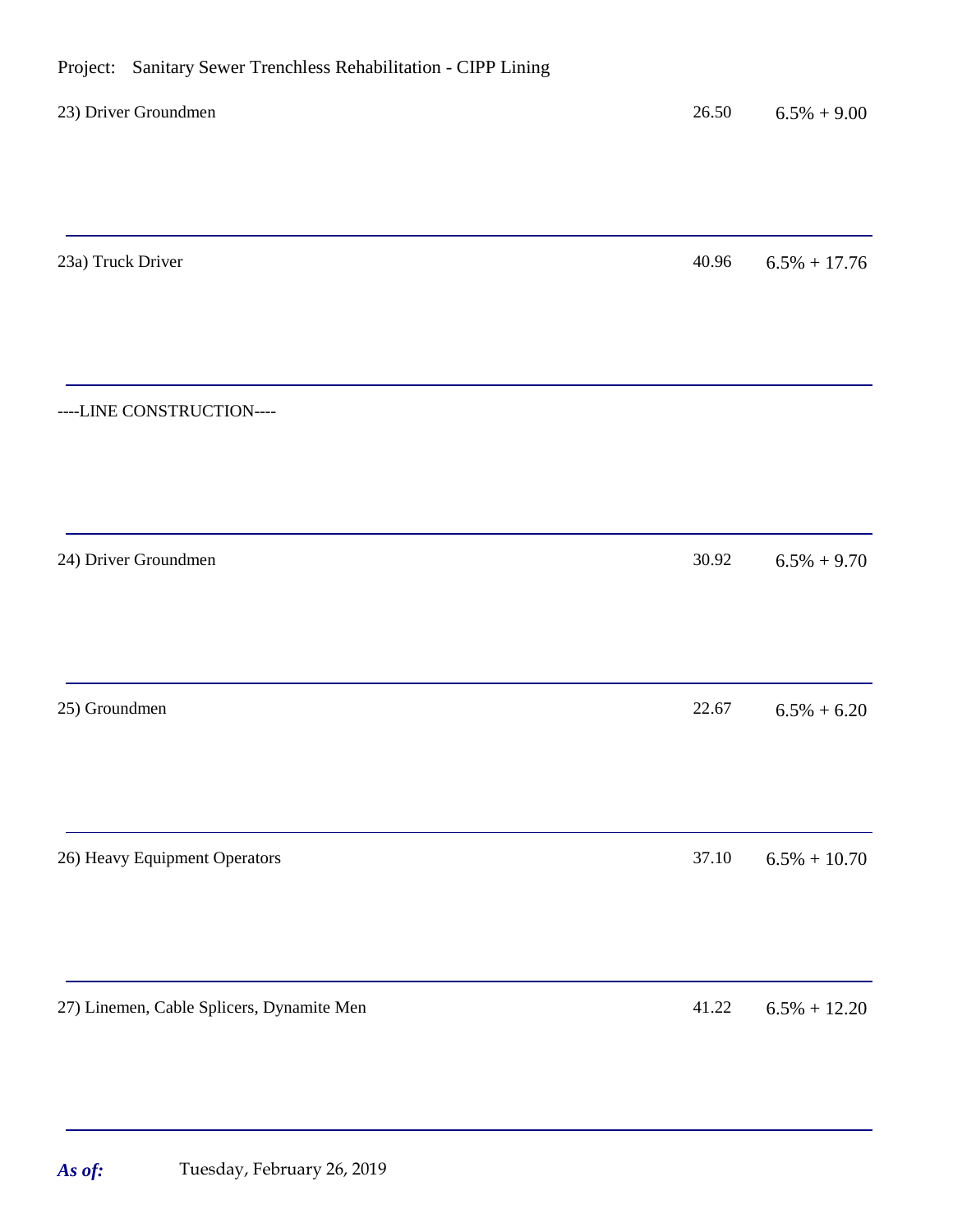Project: Sanitary Sewer Trenchless Rehabilitation - CIPP Lining

| Classification | Rate | Fringe |
|---|---|---|
| 23) Driver Groundmen | 26.50 | 6.5% + 9.00 |
| 23a) Truck Driver | 40.96 | 6.5% + 17.76 |
| ----LINE CONSTRUCTION---- | | |
| 24) Driver Groundmen | 30.92 | 6.5% + 9.70 |
| 25) Groundmen | 22.67 | 6.5% + 6.20 |
| 26) Heavy Equipment Operators | 37.10 | 6.5% + 10.70 |
| 27) Linemen, Cable Splicers, Dynamite Men | 41.22 | 6.5% + 12.20 |

***As of:*** Tuesday, February 26, 2019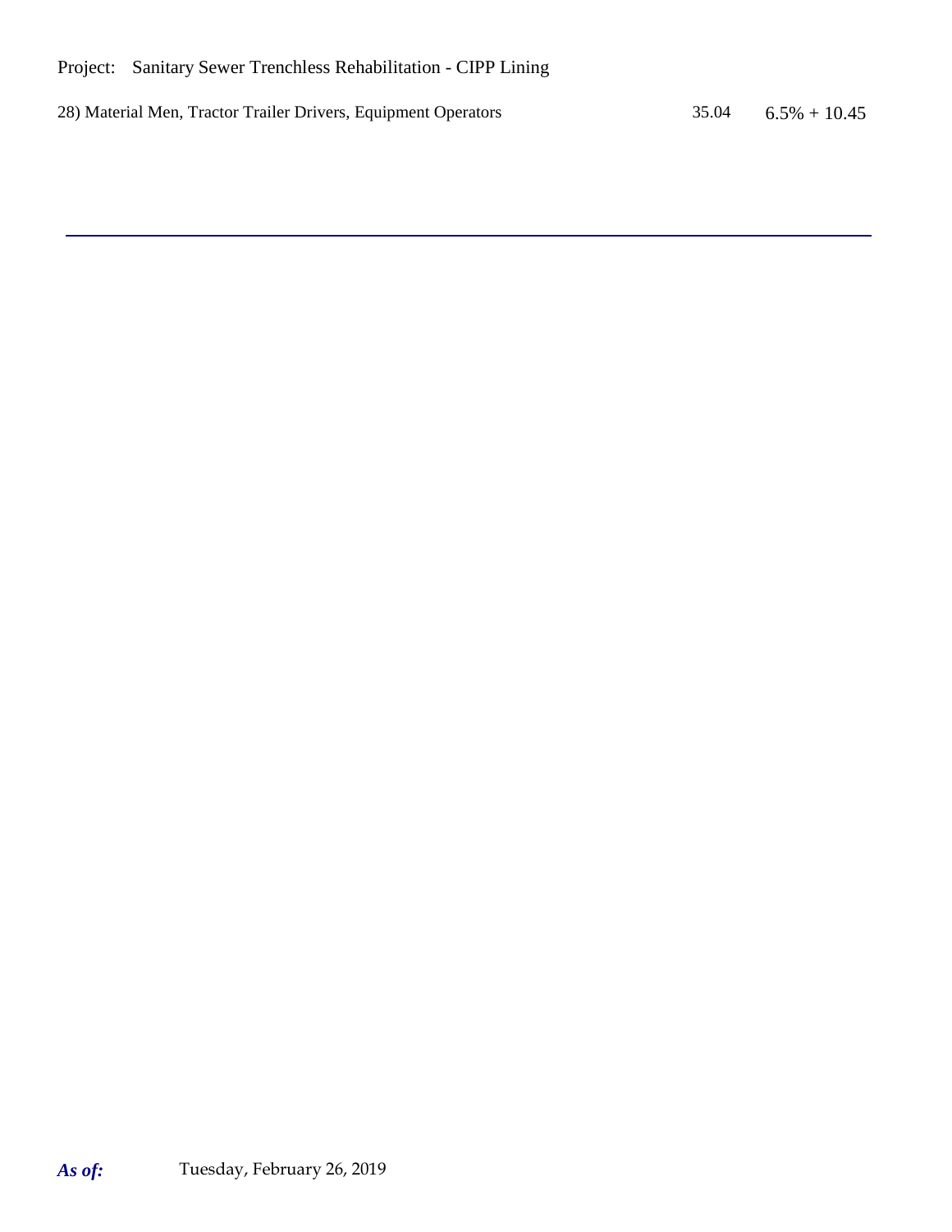Project: Sanitary Sewer Trenchless Rehabilitation - CIPP Lining

| | | |
|---|---|---|
| 28) Material Men, Tractor Trailer Drivers, Equipment Operators | 35.04 | 6.5% + 10.45 |

***As of:*** Tuesday, February 26, 2019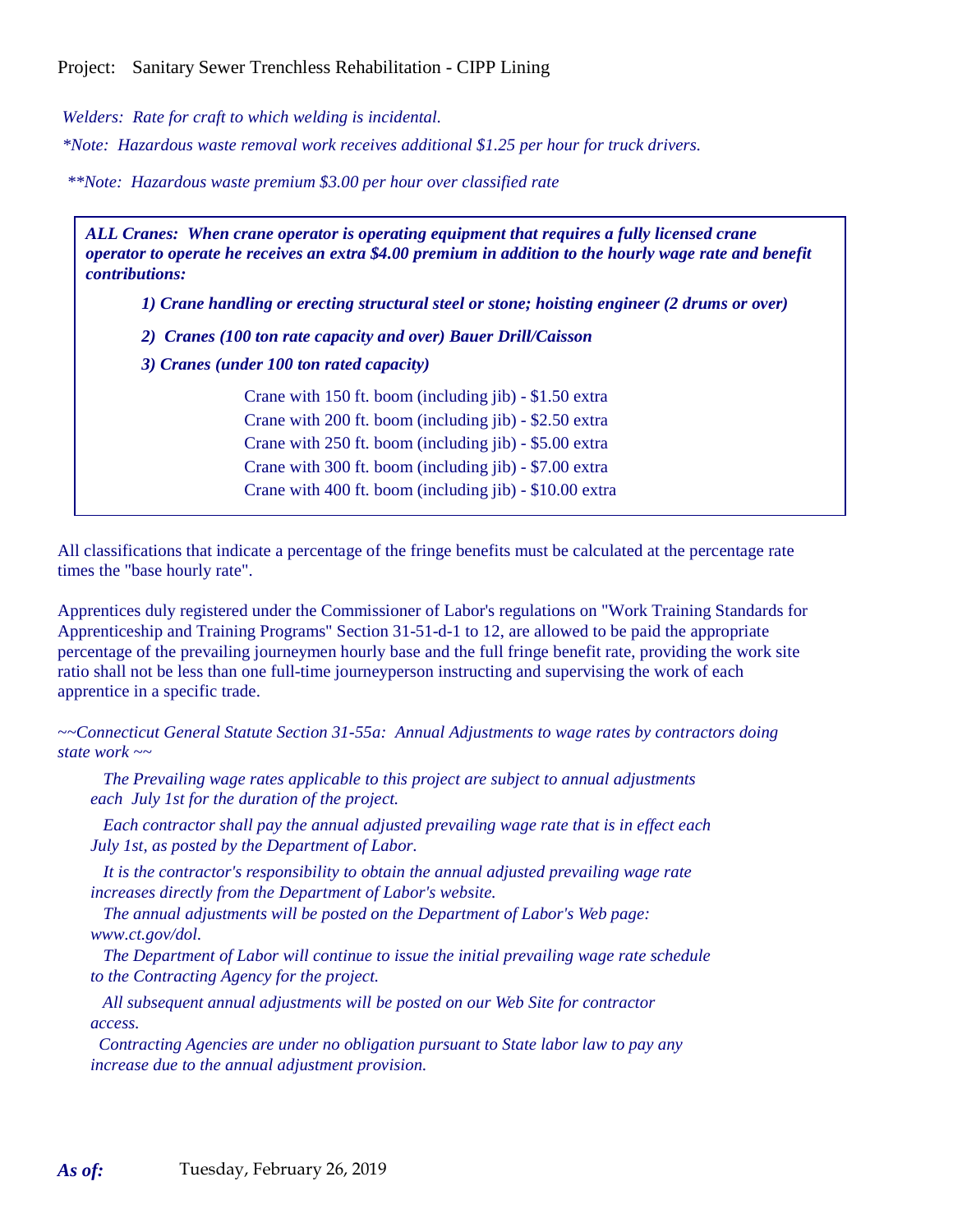Project: Sanitary Sewer Trenchless Rehabilitation - CIPP Lining

*Welders: Rate for craft to which welding is incidental.*

*\*Note: Hazardous waste removal work receives additional $1.25 per hour for truck drivers.*

*\*\*Note: Hazardous waste premium $3.00 per hour over classified rate*

***ALL Cranes: When crane operator is operating equipment that requires a fully licensed crane operator to operate he receives an extra $4.00 premium in addition to the hourly wage rate and benefit contributions:***

***1) Crane handling or erecting structural steel or stone; hoisting engineer (2 drums or over)***

***2) Cranes (100 ton rate capacity and over) Bauer Drill/Caisson***

***3) Cranes (under 100 ton rated capacity)***

Crane with 150 ft. boom (including jib) - $1.50 extra
Crane with 200 ft. boom (including jib) - $2.50 extra
Crane with 250 ft. boom (including jib) - $5.00 extra
Crane with 300 ft. boom (including jib) - $7.00 extra
Crane with 400 ft. boom (including jib) - $10.00 extra

All classifications that indicate a percentage of the fringe benefits must be calculated at the percentage rate times the "base hourly rate".

Apprentices duly registered under the Commissioner of Labor's regulations on "Work Training Standards for Apprenticeship and Training Programs" Section 31-51-d-1 to 12, are allowed to be paid the appropriate percentage of the prevailing journeymen hourly base and the full fringe benefit rate, providing the work site ratio shall not be less than one full-time journeyperson instructing and supervising the work of each apprentice in a specific trade.

*~~Connecticut General Statute Section 31-55a: Annual Adjustments to wage rates by contractors doing state work ~~*

*The Prevailing wage rates applicable to this project are subject to annual adjustments each July 1st for the duration of the project.*

*Each contractor shall pay the annual adjusted prevailing wage rate that is in effect each July 1st, as posted by the Department of Labor.*

*It is the contractor's responsibility to obtain the annual adjusted prevailing wage rate increases directly from the Department of Labor's website.*

*The annual adjustments will be posted on the Department of Labor's Web page: www.ct.gov/dol.*

*The Department of Labor will continue to issue the initial prevailing wage rate schedule to the Contracting Agency for the project.*

*All subsequent annual adjustments will be posted on our Web Site for contractor access.*

*Contracting Agencies are under no obligation pursuant to State labor law to pay any increase due to the annual adjustment provision.*

***As of:*** Tuesday, February 26, 2019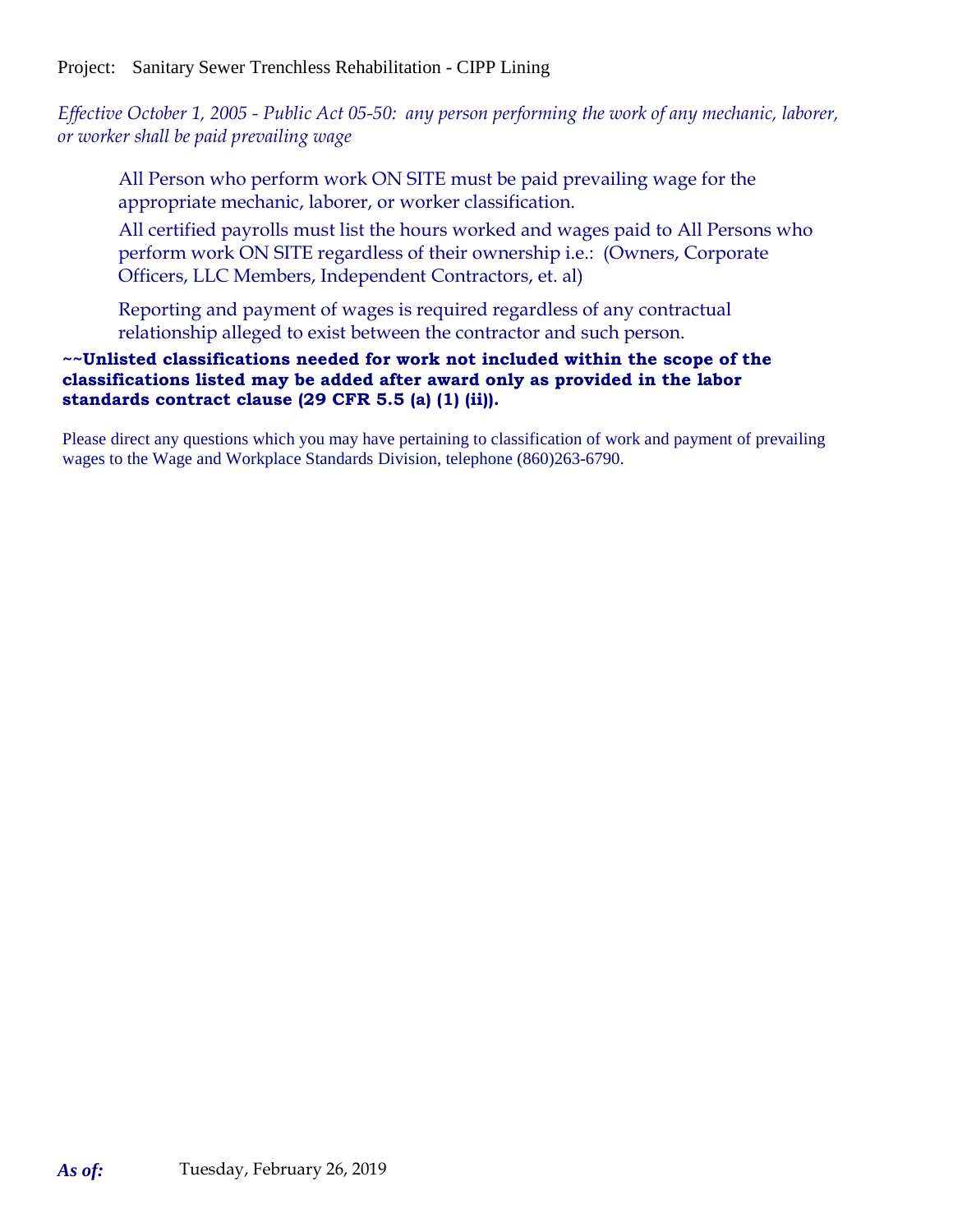Project: Sanitary Sewer Trenchless Rehabilitation - CIPP Lining

*Effective October 1, 2005 - Public Act 05-50: any person performing the work of any mechanic, laborer, or worker shall be paid prevailing wage*

All Person who perform work ON SITE must be paid prevailing wage for the appropriate mechanic, laborer, or worker classification.

All certified payrolls must list the hours worked and wages paid to All Persons who perform work ON SITE regardless of their ownership i.e.: (Owners, Corporate Officers, LLC Members, Independent Contractors, et. al)

Reporting and payment of wages is required regardless of any contractual relationship alleged to exist between the contractor and such person.

**~~Unlisted classifications needed for work not included within the scope of the classifications listed may be added after award only as provided in the labor standards contract clause (29 CFR 5.5 (a) (1) (ii)).**

Please direct any questions which you may have pertaining to classification of work and payment of prevailing wages to the Wage and Workplace Standards Division, telephone (860)263-6790.

***As of:*** Tuesday, February 26, 2019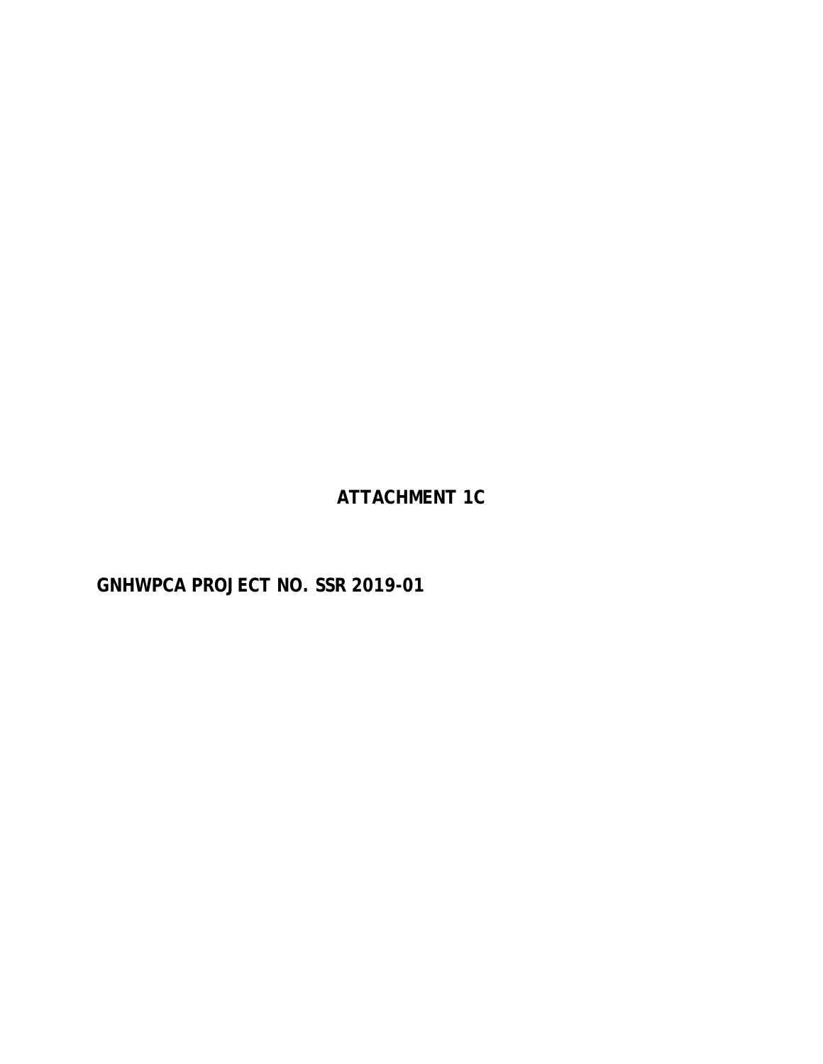**ATTACHMENT 1C**

**GNHWPCA PROJECT NO. SSR 2019-01**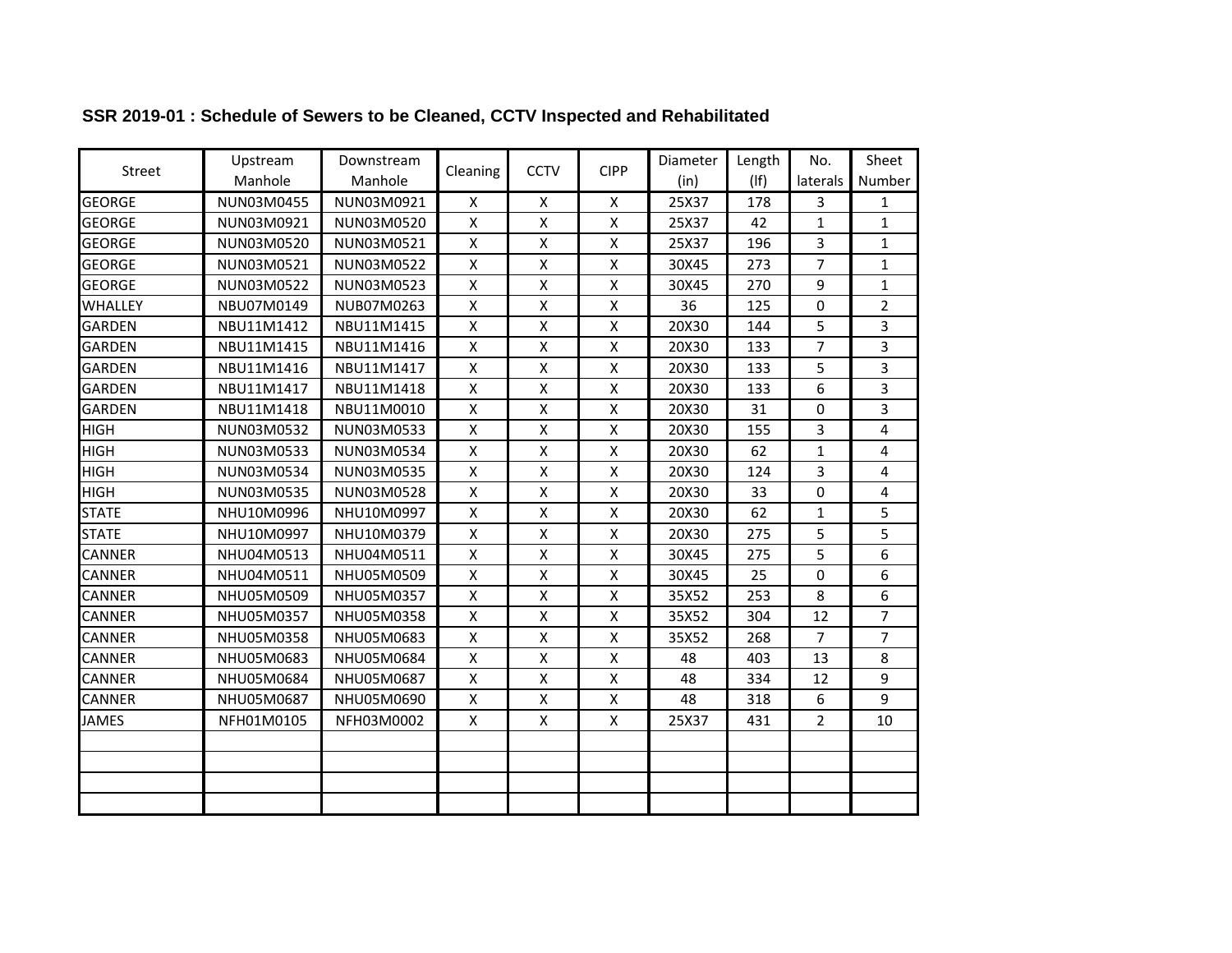**SSR 2019-01 : Schedule of Sewers to be Cleaned, CCTV Inspected and Rehabilitated**

| Street | Upstream Manhole | Downstream Manhole | Cleaning | CCTV | CIPP | Diameter (in) | Length (lf) | No. laterals | Sheet Number |
|---|---|---|---|---|---|---|---|---|---|
| GEORGE | NUN03M0455 | NUN03M0921 | X | X | X | 25X37 | 178 | 3 | 1 |
| GEORGE | NUN03M0921 | NUN03M0520 | X | X | X | 25X37 | 42 | 1 | 1 |
| GEORGE | NUN03M0520 | NUN03M0521 | X | X | X | 25X37 | 196 | 3 | 1 |
| GEORGE | NUN03M0521 | NUN03M0522 | X | X | X | 30X45 | 273 | 7 | 1 |
| GEORGE | NUN03M0522 | NUN03M0523 | X | X | X | 30X45 | 270 | 9 | 1 |
| WHALLEY | NBU07M0149 | NUB07M0263 | X | X | X | 36 | 125 | 0 | 2 |
| GARDEN | NBU11M1412 | NBU11M1415 | X | X | X | 20X30 | 144 | 5 | 3 |
| GARDEN | NBU11M1415 | NBU11M1416 | X | X | X | 20X30 | 133 | 7 | 3 |
| GARDEN | NBU11M1416 | NBU11M1417 | X | X | X | 20X30 | 133 | 5 | 3 |
| GARDEN | NBU11M1417 | NBU11M1418 | X | X | X | 20X30 | 133 | 6 | 3 |
| GARDEN | NBU11M1418 | NBU11M0010 | X | X | X | 20X30 | 31 | 0 | 3 |
| HIGH | NUN03M0532 | NUN03M0533 | X | X | X | 20X30 | 155 | 3 | 4 |
| HIGH | NUN03M0533 | NUN03M0534 | X | X | X | 20X30 | 62 | 1 | 4 |
| HIGH | NUN03M0534 | NUN03M0535 | X | X | X | 20X30 | 124 | 3 | 4 |
| HIGH | NUN03M0535 | NUN03M0528 | X | X | X | 20X30 | 33 | 0 | 4 |
| STATE | NHU10M0996 | NHU10M0997 | X | X | X | 20X30 | 62 | 1 | 5 |
| STATE | NHU10M0997 | NHU10M0379 | X | X | X | 20X30 | 275 | 5 | 5 |
| CANNER | NHU04M0513 | NHU04M0511 | X | X | X | 30X45 | 275 | 5 | 6 |
| CANNER | NHU04M0511 | NHU05M0509 | X | X | X | 30X45 | 25 | 0 | 6 |
| CANNER | NHU05M0509 | NHU05M0357 | X | X | X | 35X52 | 253 | 8 | 6 |
| CANNER | NHU05M0357 | NHU05M0358 | X | X | X | 35X52 | 304 | 12 | 7 |
| CANNER | NHU05M0358 | NHU05M0683 | X | X | X | 35X52 | 268 | 7 | 7 |
| CANNER | NHU05M0683 | NHU05M0684 | X | X | X | 48 | 403 | 13 | 8 |
| CANNER | NHU05M0684 | NHU05M0687 | X | X | X | 48 | 334 | 12 | 9 |
| CANNER | NHU05M0687 | NHU05M0690 | X | X | X | 48 | 318 | 6 | 9 |
| JAMES | NFH01M0105 | NFH03M0002 | X | X | X | 25X37 | 431 | 2 | 10 |
| | | | | | | | | | |
| | | | | | | | | | |
| | | | | | | | | | |
| | | | | | | | | | |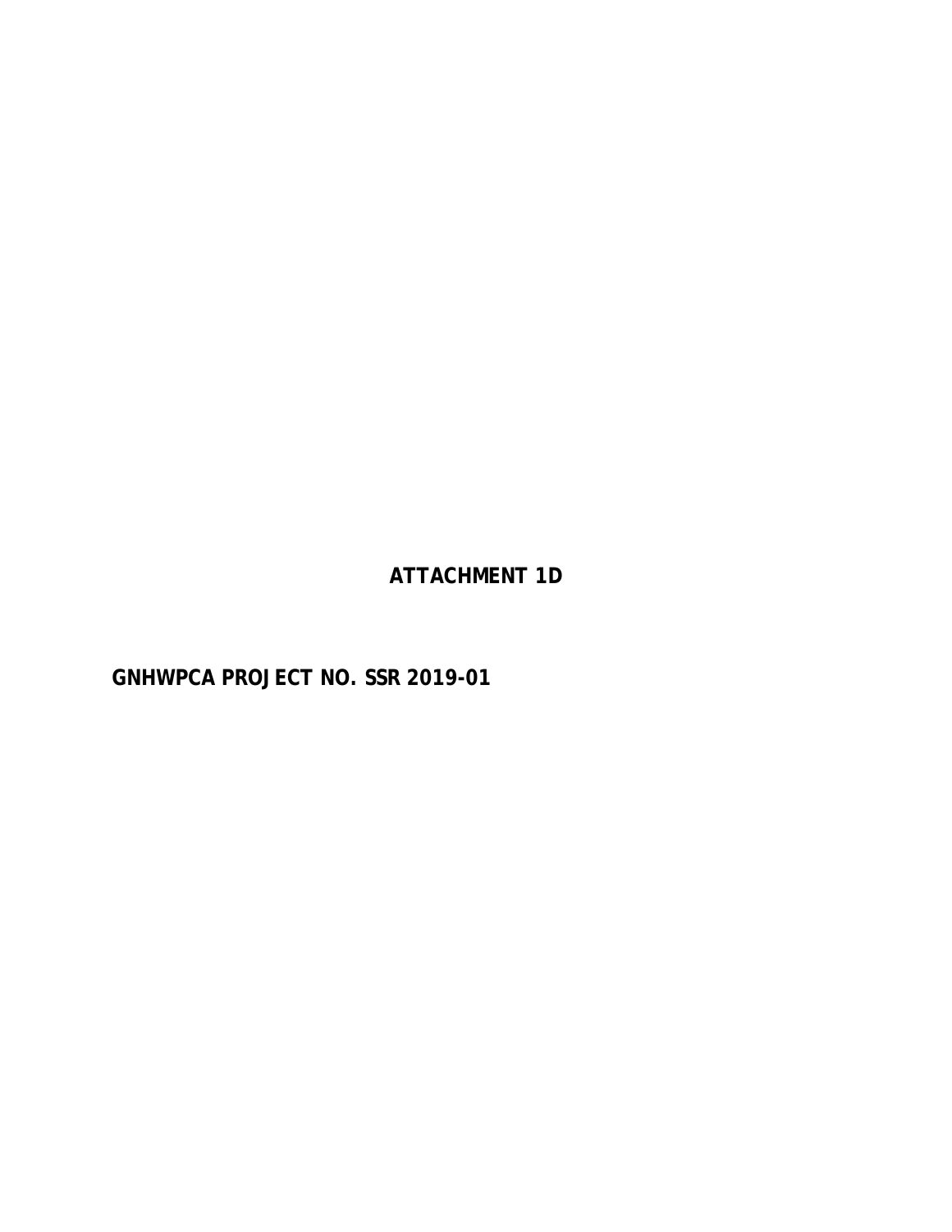**ATTACHMENT 1D**

**GNHWPCA PROJECT NO. SSR 2019-01**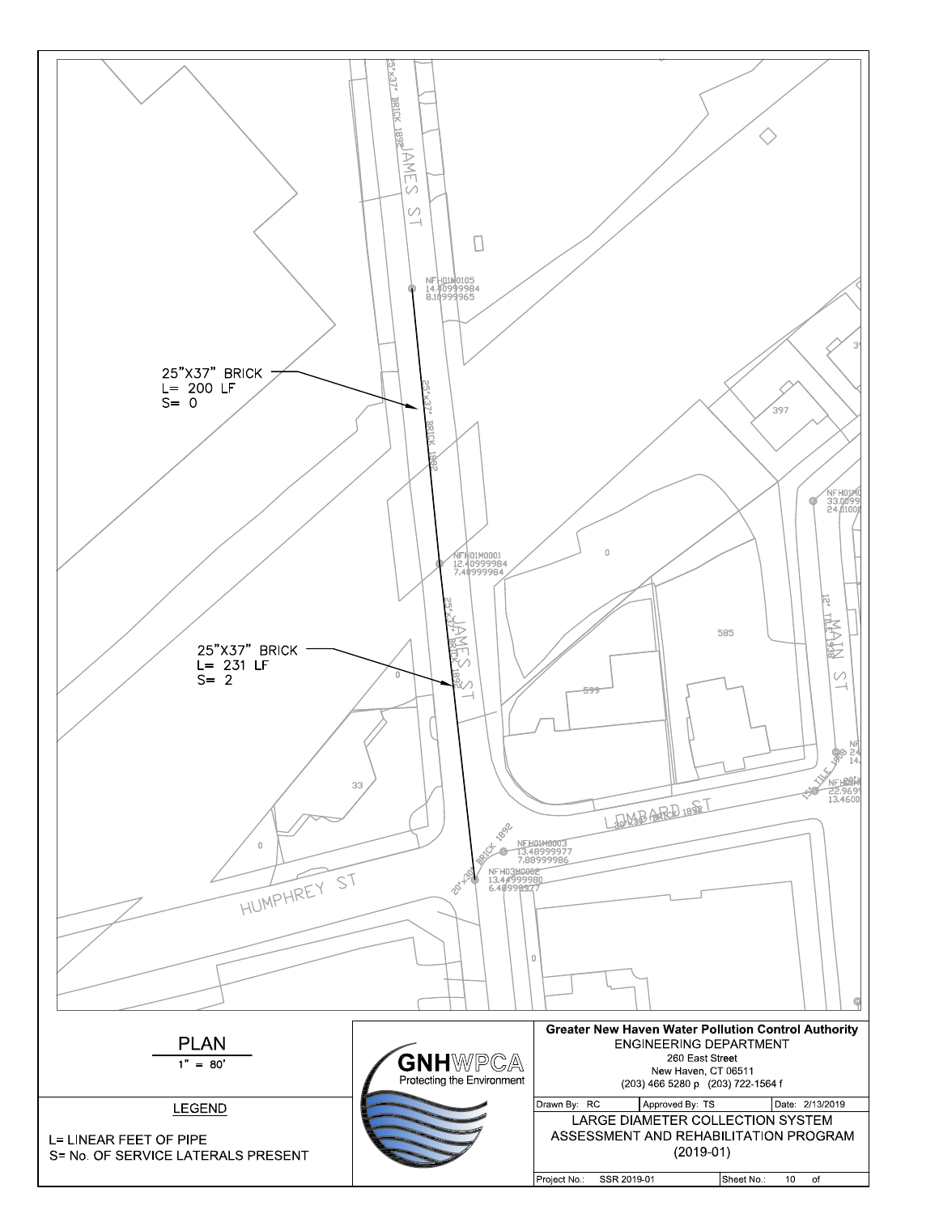25"X37" BRICK
L= 200 LF
S= 0

25"X37" BRICK
L= 231 LF
S= 2

JAMES ST

HUMPHREY ST

LOMBARD ST

MAIN ST

NFH01M0105
14.40999984
8.10999965

NFH01M0001
12.40999984
7.40999984

NFH01M0003
13.48999977
7.88999986

NFH03M0002
13.44999980
6.48999977

25"x37" BRICK 1892

20"x30" BRICK 1892

12" TILE 1938

15" TILE 1906

397

585

599

33

0

## PLAN

1" = 80'

## LEGEND

L= LINEAR FEET OF PIPE

S= No. OF SERVICE LATERALS PRESENT

GNHWPCA
Protecting the Environment

**Greater New Haven Water Pollution Control Authority**

ENGINEERING DEPARTMENT

260 East Street

New Haven, CT 06511

(203) 466 5280 p (203) 722-1564 f

| Drawn By: RC | Approved By: TS | Date: 2/13/2019 |
|---|---|---|

LARGE DIAMETER COLLECTION SYSTEM
ASSESSMENT AND REHABILITATION PROGRAM
(2019-01)

| Project No.: | SSR 2019-01 | Sheet No.: | 10 of |
|---|---|---|---|